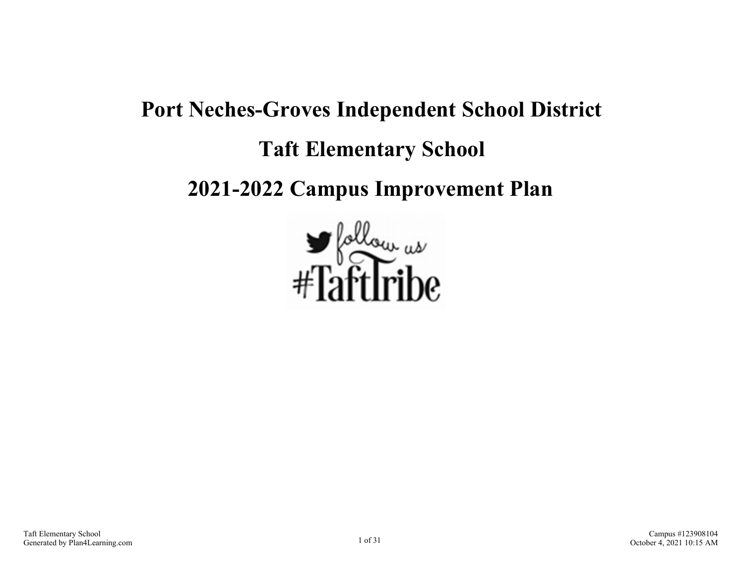# Port Neches-Groves Independent School District

# Taft Elementary School

# 2021-2022 Campus Improvement Plan

follow us

#TaftTribe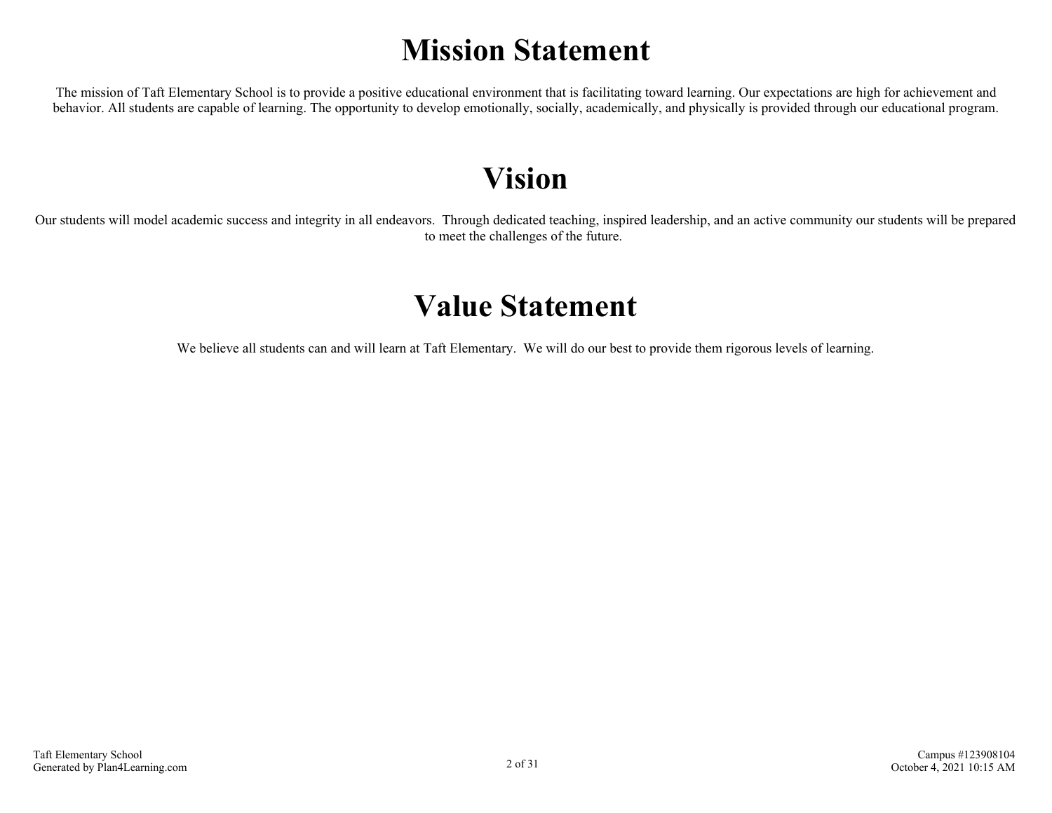# Mission Statement

The mission of Taft Elementary School is to provide a positive educational environment that is facilitating toward learning. Our expectations are high for achievement and behavior. All students are capable of learning. The opportunity to develop emotionally, socially, academically, and physically is provided through our educational program.

# Vision

Our students will model academic success and integrity in all endeavors. Through dedicated teaching, inspired leadership, and an active community our students will be prepared to meet the challenges of the future.

# Value Statement

We believe all students can and will learn at Taft Elementary. We will do our best to provide them rigorous levels of learning.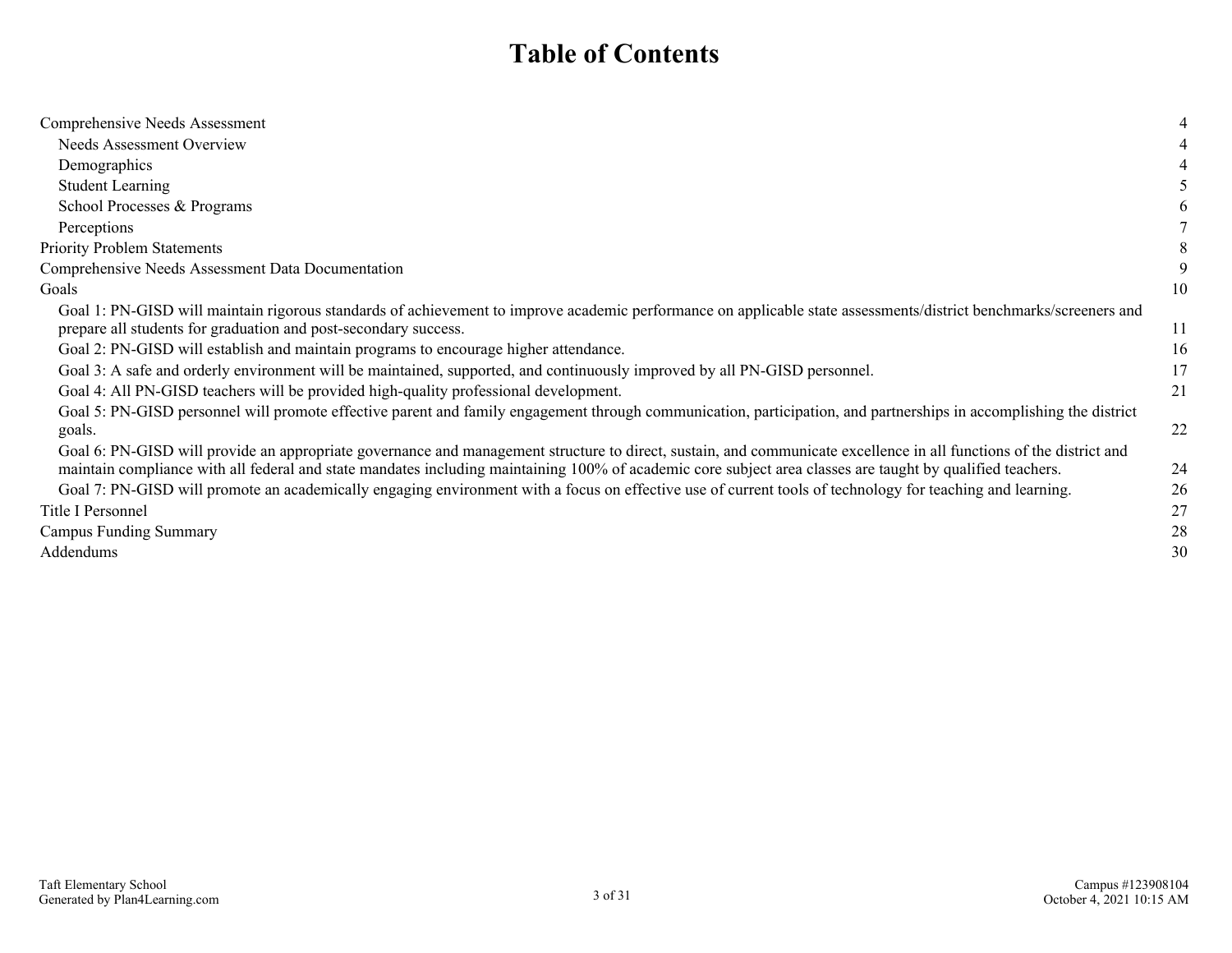# Table of Contents

| | |
|---|---|
| Comprehensive Needs Assessment | 4 |
| Needs Assessment Overview | 4 |
| Demographics | 4 |
| Student Learning | 5 |
| School Processes & Programs | 6 |
| Perceptions | 7 |
| Priority Problem Statements | 8 |
| Comprehensive Needs Assessment Data Documentation | 9 |
| Goals | 10 |
| Goal 1: PN-GISD will maintain rigorous standards of achievement to improve academic performance on applicable state assessments/district benchmarks/screeners and prepare all students for graduation and post-secondary success. | 11 |
| Goal 2: PN-GISD will establish and maintain programs to encourage higher attendance. | 16 |
| Goal 3: A safe and orderly environment will be maintained, supported, and continuously improved by all PN-GISD personnel. | 17 |
| Goal 4: All PN-GISD teachers will be provided high-quality professional development. | 21 |
| Goal 5: PN-GISD personnel will promote effective parent and family engagement through communication, participation, and partnerships in accomplishing the district goals. | 22 |
| Goal 6: PN-GISD will provide an appropriate governance and management structure to direct, sustain, and communicate excellence in all functions of the district and maintain compliance with all federal and state mandates including maintaining 100% of academic core subject area classes are taught by qualified teachers. | 24 |
| Goal 7: PN-GISD will promote an academically engaging environment with a focus on effective use of current tools of technology for teaching and learning. | 26 |
| Title I Personnel | 27 |
| Campus Funding Summary | 28 |
| Addendums | 30 |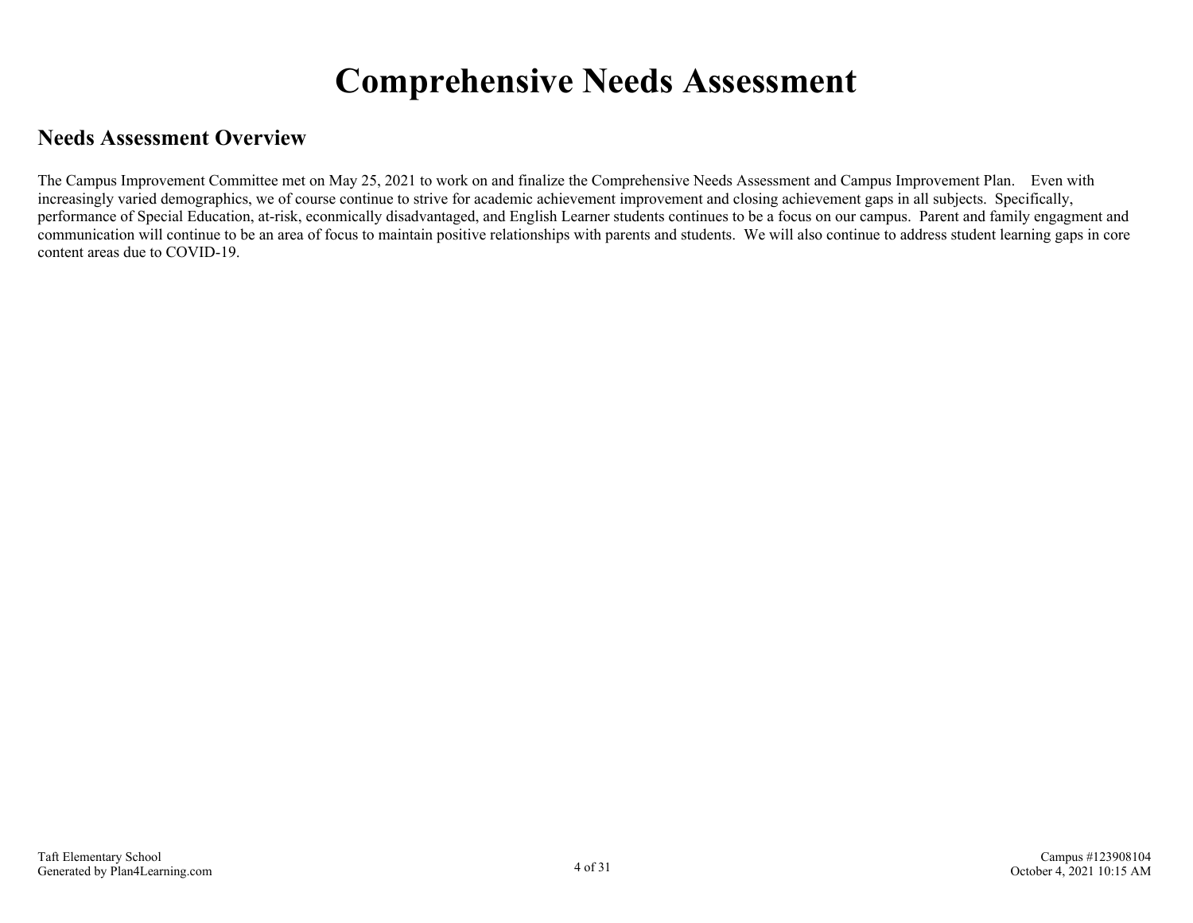# Comprehensive Needs Assessment

## Needs Assessment Overview

The Campus Improvement Committee met on May 25, 2021 to work on and finalize the Comprehensive Needs Assessment and Campus Improvement Plan. Even with increasingly varied demographics, we of course continue to strive for academic achievement improvement and closing achievement gaps in all subjects. Specifically, performance of Special Education, at-risk, econmically disadvantaged, and English Learner students continues to be a focus on our campus. Parent and family engagment and communication will continue to be an area of focus to maintain positive relationships with parents and students. We will also continue to address student learning gaps in core content areas due to COVID-19.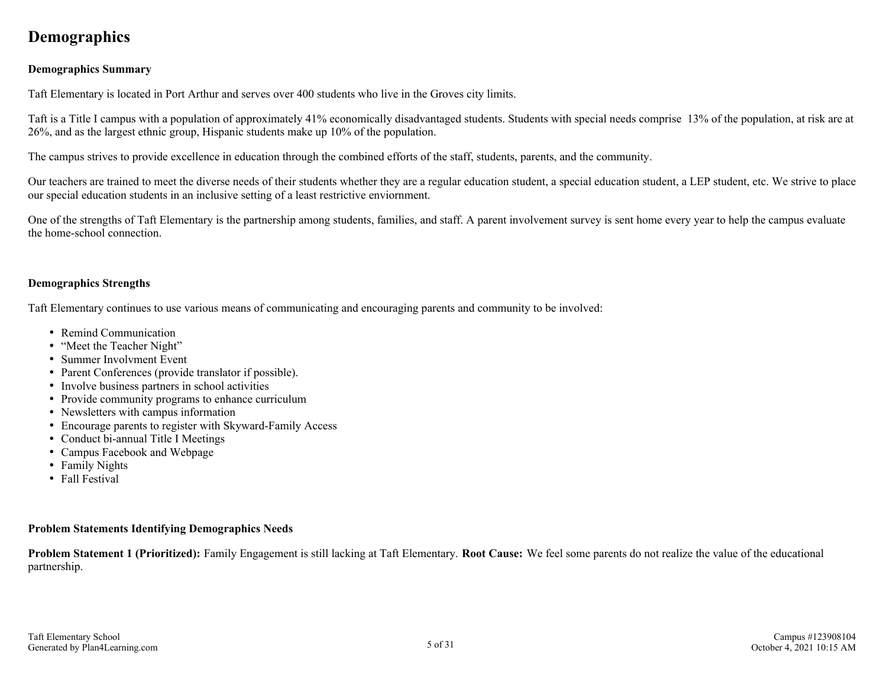# Demographics

### Demographics Summary

Taft Elementary is located in Port Arthur and serves over 400 students who live in the Groves city limits.

Taft is a Title I campus with a population of approximately 41% economically disadvantaged students. Students with special needs comprise 13% of the population, at risk are at 26%, and as the largest ethnic group, Hispanic students make up 10% of the population.

The campus strives to provide excellence in education through the combined efforts of the staff, students, parents, and the community.

Our teachers are trained to meet the diverse needs of their students whether they are a regular education student, a special education student, a LEP student, etc. We strive to place our special education students in an inclusive setting of a least restrictive enviornment.

One of the strengths of Taft Elementary is the partnership among students, families, and staff. A parent involvement survey is sent home every year to help the campus evaluate the home-school connection.

### Demographics Strengths

Taft Elementary continues to use various means of communicating and encouraging parents and community to be involved:

- Remind Communication
- "Meet the Teacher Night"
- Summer Involvment Event
- Parent Conferences (provide translator if possible).
- Involve business partners in school activities
- Provide community programs to enhance curriculum
- Newsletters with campus information
- Encourage parents to register with Skyward-Family Access
- Conduct bi-annual Title I Meetings
- Campus Facebook and Webpage
- Family Nights
- Fall Festival

### Problem Statements Identifying Demographics Needs

**Problem Statement 1 (Prioritized):** Family Engagement is still lacking at Taft Elementary. **Root Cause:** We feel some parents do not realize the value of the educational partnership.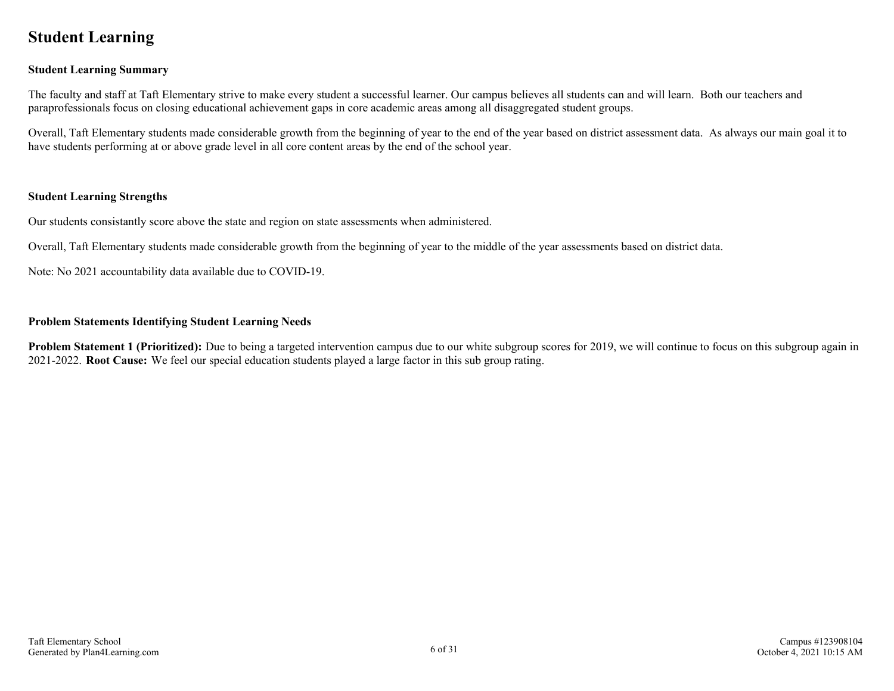# Student Learning

### Student Learning Summary

The faculty and staff at Taft Elementary strive to make every student a successful learner. Our campus believes all students can and will learn. Both our teachers and paraprofessionals focus on closing educational achievement gaps in core academic areas among all disaggregated student groups.

Overall, Taft Elementary students made considerable growth from the beginning of year to the end of the year based on district assessment data. As always our main goal it to have students performing at or above grade level in all core content areas by the end of the school year.

### Student Learning Strengths

Our students consistantly score above the state and region on state assessments when administered.

Overall, Taft Elementary students made considerable growth from the beginning of year to the middle of the year assessments based on district data.

Note: No 2021 accountability data available due to COVID-19.

### Problem Statements Identifying Student Learning Needs

**Problem Statement 1 (Prioritized):** Due to being a targeted intervention campus due to our white subgroup scores for 2019, we will continue to focus on this subgroup again in 2021-2022. **Root Cause:** We feel our special education students played a large factor in this sub group rating.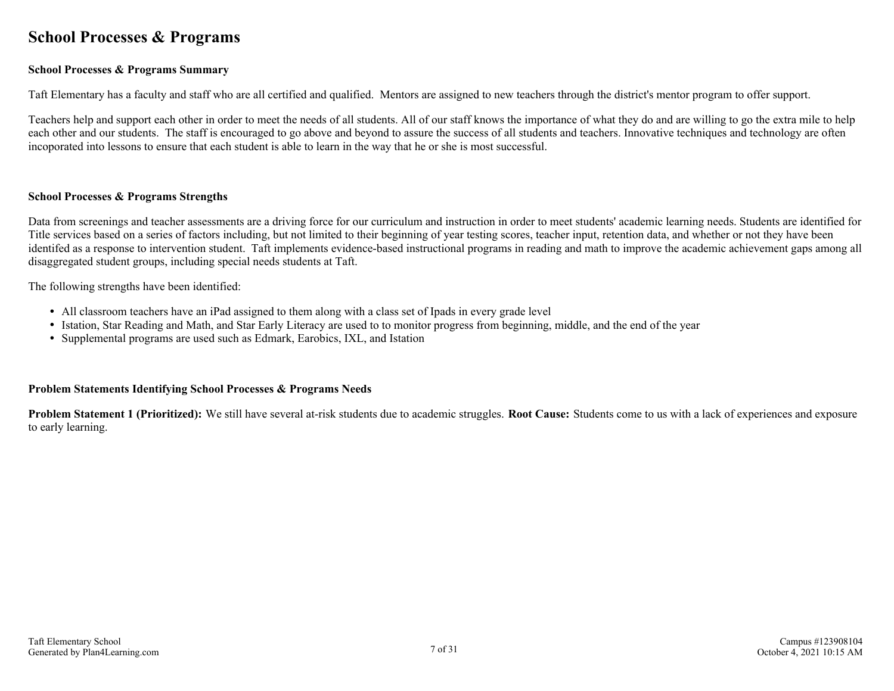# School Processes & Programs

### School Processes & Programs Summary

Taft Elementary has a faculty and staff who are all certified and qualified.  Mentors are assigned to new teachers through the district's mentor program to offer support.

Teachers help and support each other in order to meet the needs of all students. All of our staff knows the importance of what they do and are willing to go the extra mile to help each other and our students.  The staff is encouraged to go above and beyond to assure the success of all students and teachers. Innovative techniques and technology are often incoporated into lessons to ensure that each student is able to learn in the way that he or she is most successful.

### School Processes & Programs Strengths

Data from screenings and teacher assessments are a driving force for our curriculum and instruction in order to meet students' academic learning needs. Students are identified for Title services based on a series of factors including, but not limited to their beginning of year testing scores, teacher input, retention data, and whether or not they have been identifed as a response to intervention student.  Taft implements evidence-based instructional programs in reading and math to improve the academic achievement gaps among all disaggregated student groups, including special needs students at Taft.

The following strengths have been identified:

- All classroom teachers have an iPad assigned to them along with a class set of Ipads in every grade level
- Istation, Star Reading and Math, and Star Early Literacy are used to to monitor progress from beginning, middle, and the end of the year
- Supplemental programs are used such as Edmark, Earobics, IXL, and Istation

### Problem Statements Identifying School Processes & Programs Needs

**Problem Statement 1 (Prioritized):** We still have several at-risk students due to academic struggles. **Root Cause:** Students come to us with a lack of experiences and exposure to early learning.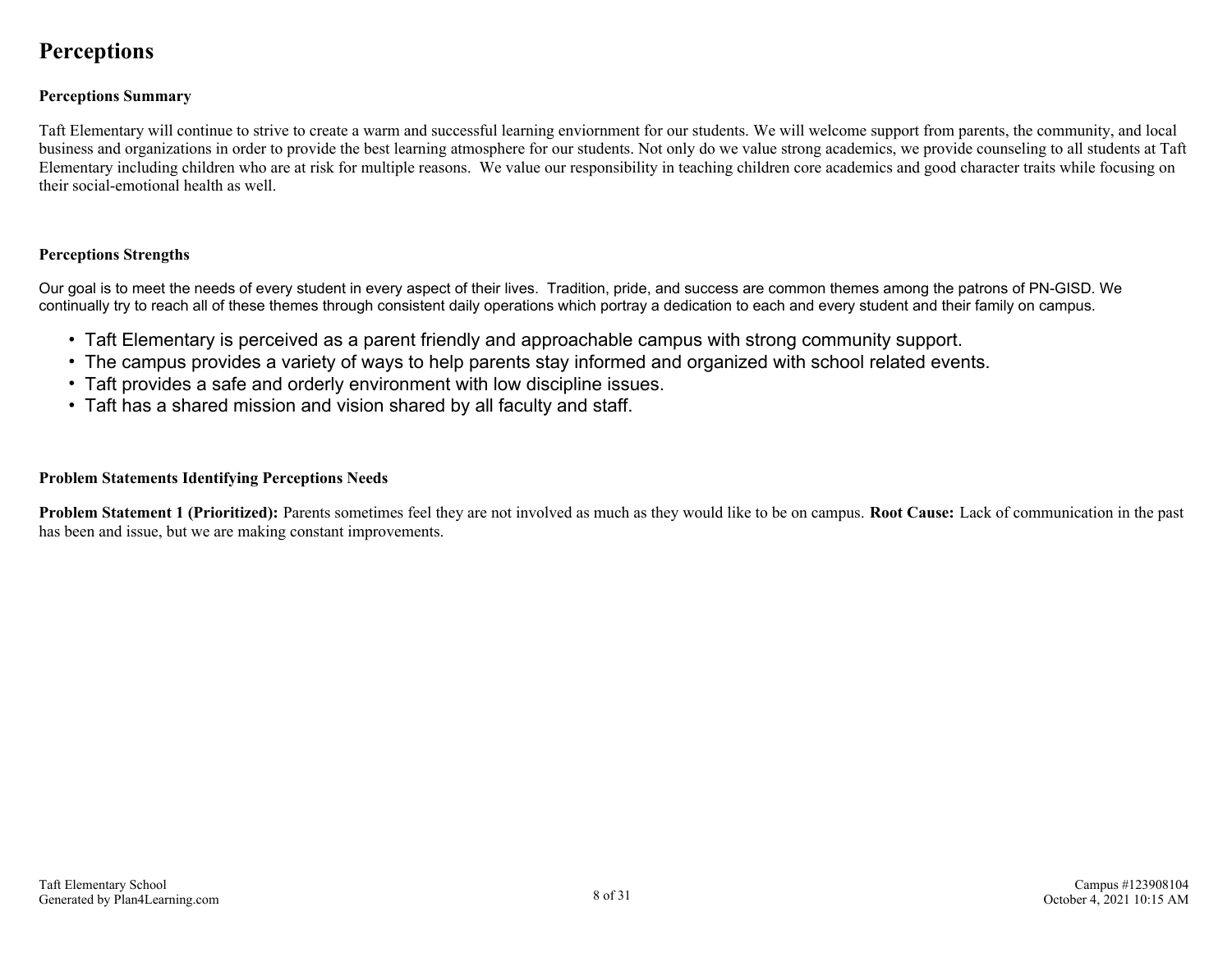# Perceptions

### Perceptions Summary

Taft Elementary will continue to strive to create a warm and successful learning enviornment for our students. We will welcome support from parents, the community, and local business and organizations in order to provide the best learning atmosphere for our students. Not only do we value strong academics, we provide counseling to all students at Taft Elementary including children who are at risk for multiple reasons. We value our responsibility in teaching children core academics and good character traits while focusing on their social-emotional health as well.

### Perceptions Strengths

Our goal is to meet the needs of every student in every aspect of their lives. Tradition, pride, and success are common themes among the patrons of PN-GISD. We continually try to reach all of these themes through consistent daily operations which portray a dedication to each and every student and their family on campus.

- Taft Elementary is perceived as a parent friendly and approachable campus with strong community support.
- The campus provides a variety of ways to help parents stay informed and organized with school related events.
- Taft provides a safe and orderly environment with low discipline issues.
- Taft has a shared mission and vision shared by all faculty and staff.

### Problem Statements Identifying Perceptions Needs

**Problem Statement 1 (Prioritized):** Parents sometimes feel they are not involved as much as they would like to be on campus. **Root Cause:** Lack of communication in the past has been and issue, but we are making constant improvements.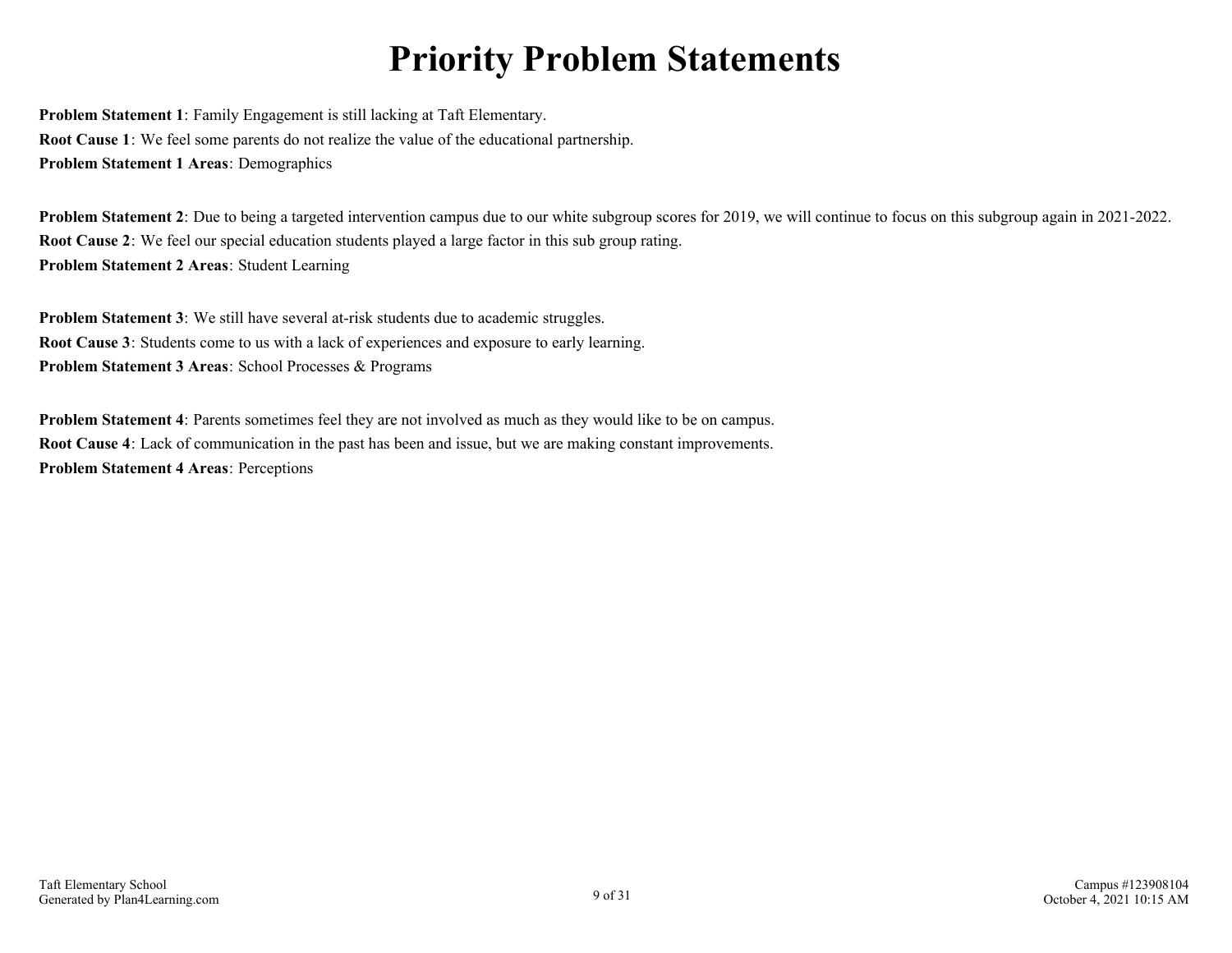# Priority Problem Statements

**Problem Statement 1**: Family Engagement is still lacking at Taft Elementary.
**Root Cause 1**: We feel some parents do not realize the value of the educational partnership.
**Problem Statement 1 Areas**: Demographics

**Problem Statement 2**: Due to being a targeted intervention campus due to our white subgroup scores for 2019, we will continue to focus on this subgroup again in 2021-2022.
**Root Cause 2**: We feel our special education students played a large factor in this sub group rating.
**Problem Statement 2 Areas**: Student Learning

**Problem Statement 3**: We still have several at-risk students due to academic struggles.
**Root Cause 3**: Students come to us with a lack of experiences and exposure to early learning.
**Problem Statement 3 Areas**: School Processes & Programs

**Problem Statement 4**: Parents sometimes feel they are not involved as much as they would like to be on campus.
**Root Cause 4**: Lack of communication in the past has been and issue, but we are making constant improvements.
**Problem Statement 4 Areas**: Perceptions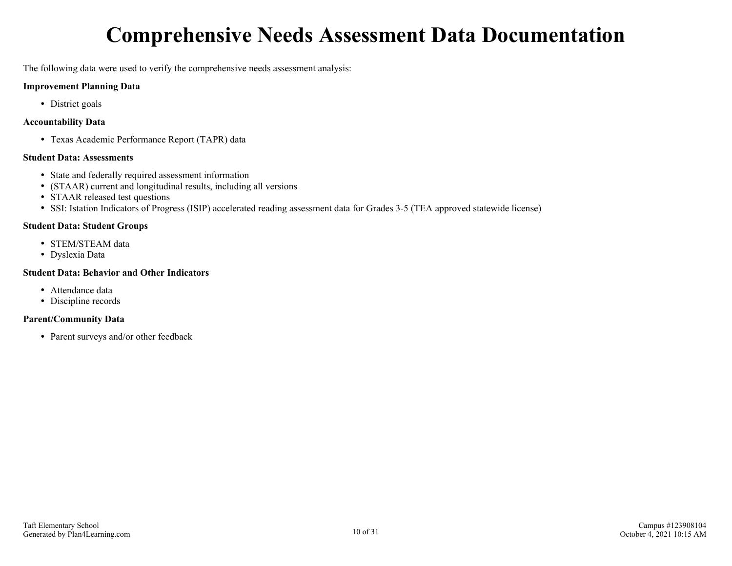# Comprehensive Needs Assessment Data Documentation

The following data were used to verify the comprehensive needs assessment analysis:

**Improvement Planning Data**

- District goals

**Accountability Data**

- Texas Academic Performance Report (TAPR) data

**Student Data: Assessments**

- State and federally required assessment information
- (STAAR) current and longitudinal results, including all versions
- STAAR released test questions
- SSI: Istation Indicators of Progress (ISIP) accelerated reading assessment data for Grades 3-5 (TEA approved statewide license)

**Student Data: Student Groups**

- STEM/STEAM data
- Dyslexia Data

**Student Data: Behavior and Other Indicators**

- Attendance data
- Discipline records

**Parent/Community Data**

- Parent surveys and/or other feedback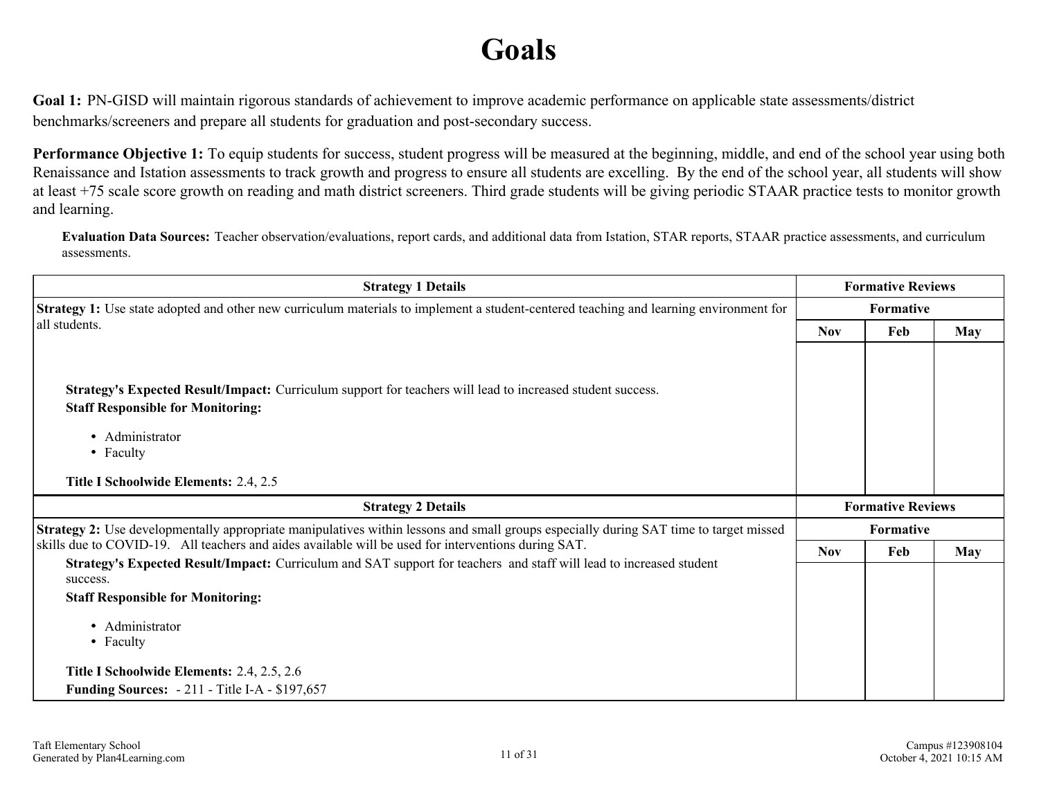# Goals

**Goal 1:** PN-GISD will maintain rigorous standards of achievement to improve academic performance on applicable state assessments/district benchmarks/screeners and prepare all students for graduation and post-secondary success.

**Performance Objective 1:** To equip students for success, student progress will be measured at the beginning, middle, and end of the school year using both Renaissance and Istation assessments to track growth and progress to ensure all students are excelling. By the end of the school year, all students will show at least +75 scale score growth on reading and math district screeners. Third grade students will be giving periodic STAAR practice tests to monitor growth and learning.

**Evaluation Data Sources:** Teacher observation/evaluations, report cards, and additional data from Istation, STAR reports, STAAR practice assessments, and curriculum assessments.

| Strategy 1 Details | Formative Reviews | | |
|---|---|---|---|
| | Formative | | |
| | Nov | Feb | May |
| **Strategy 1:** Use state adopted and other new curriculum materials to implement a student-centered teaching and learning environment for all students.<br><br>**Strategy's Expected Result/Impact:** Curriculum support for teachers will lead to increased student success.<br>**Staff Responsible for Monitoring:**<br>• Administrator<br>• Faculty<br><br>**Title I Schoolwide Elements:** 2.4, 2.5 | | | |

| Strategy 2 Details | Formative Reviews | | |
|---|---|---|---|
| | Formative | | |
| | Nov | Feb | May |
| **Strategy 2:** Use developmentally appropriate manipulatives within lessons and small groups especially during SAT time to target missed skills due to COVID-19. All teachers and aides available will be used for interventions during SAT.<br>**Strategy's Expected Result/Impact:** Curriculum and SAT support for teachers and staff will lead to increased student success.<br>**Staff Responsible for Monitoring:**<br>• Administrator<br>• Faculty<br><br>**Title I Schoolwide Elements:** 2.4, 2.5, 2.6<br>**Funding Sources:** - 211 - Title I-A - $197,657 | | | |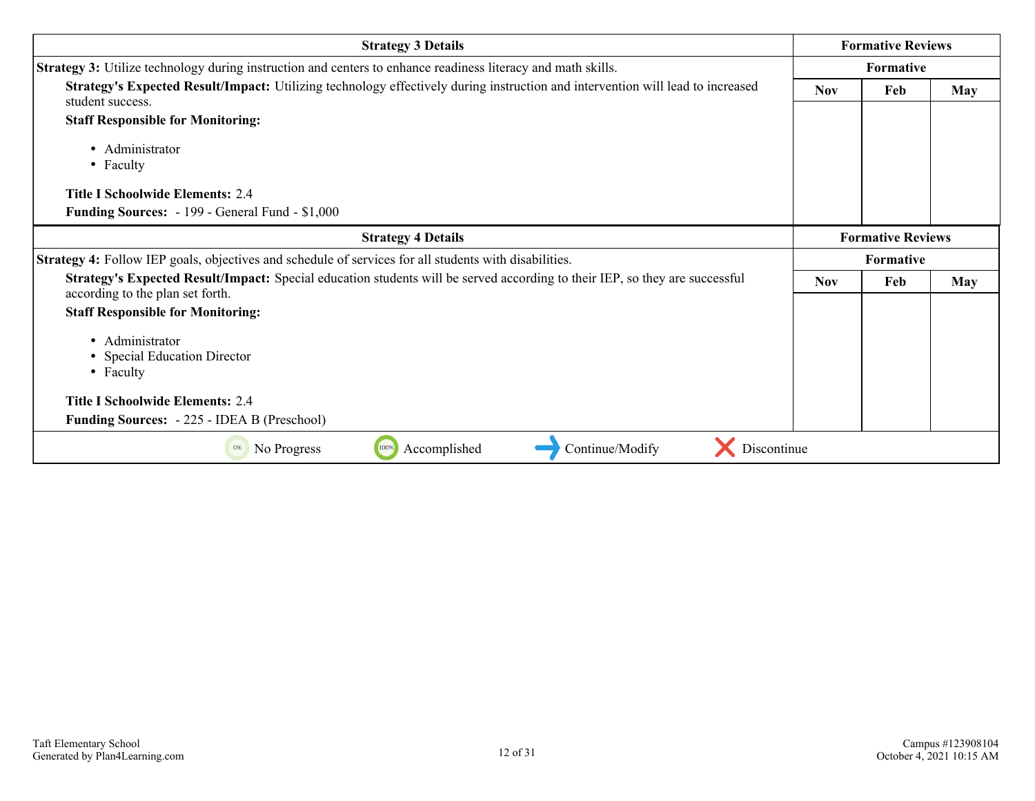| Strategy 3 Details | Formative Reviews | | |
|---|---|---|---|
| **Strategy 3:** Utilize technology during instruction and centers to enhance readiness literacy and math skills. | Formative | | |
| **Strategy's Expected Result/Impact:** Utilizing technology effectively during instruction and intervention will lead to increased student success.<br>**Staff Responsible for Monitoring:**<br>• Administrator<br>• Faculty<br><br>**Title I Schoolwide Elements:** 2.4<br>**Funding Sources:** - 199 - General Fund - $1,000 | Nov | Feb | May |

| Strategy 4 Details | Formative Reviews | | |
|---|---|---|---|
| **Strategy 4:** Follow IEP goals, objectives and schedule of services for all students with disabilities. | Formative | | |
| **Strategy's Expected Result/Impact:** Special education students will be served according to their IEP, so they are successful according to the plan set forth.<br>**Staff Responsible for Monitoring:**<br>• Administrator<br>• Special Education Director<br>• Faculty<br><br>**Title I Schoolwide Elements:** 2.4<br>**Funding Sources:** - 225 - IDEA B (Preschool) | Nov | Feb | May |

0% No Progress 100% Accomplished → Continue/Modify ✗ Discontinue

Taft Elementary School
Generated by Plan4Learning.com

Campus #123908104
October 4, 2021 10:15 AM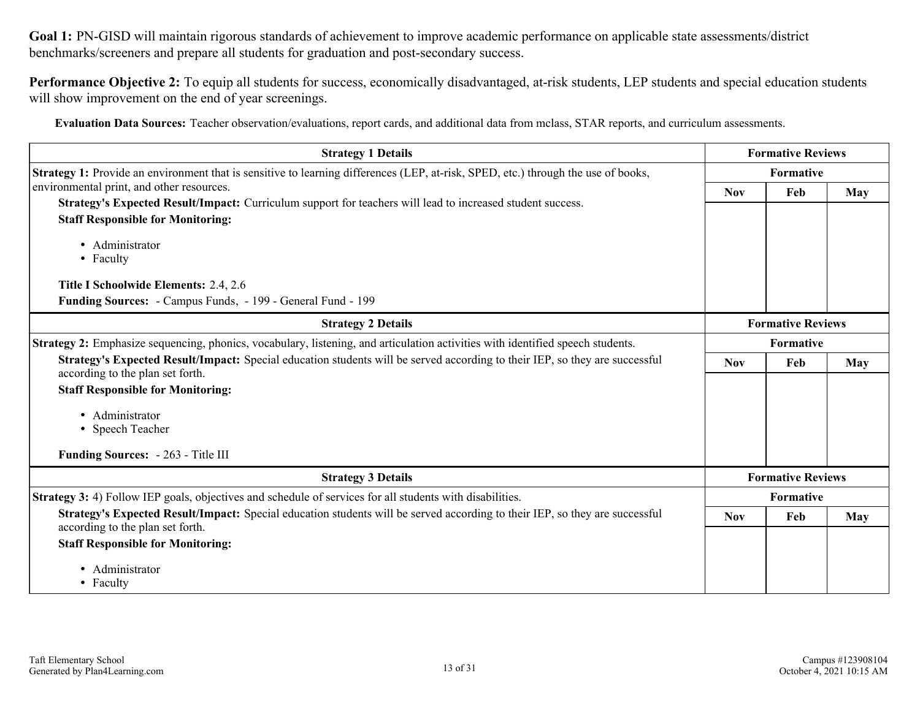**Goal 1:** PN-GISD will maintain rigorous standards of achievement to improve academic performance on applicable state assessments/district benchmarks/screeners and prepare all students for graduation and post-secondary success.

**Performance Objective 2:** To equip all students for success, economically disadvantaged, at-risk students, LEP students and special education students will show improvement on the end of year screenings.

**Evaluation Data Sources:** Teacher observation/evaluations, report cards, and additional data from mclass, STAR reports, and curriculum assessments.

| Strategy 1 Details | Formative Reviews | | |
|---|---|---|---|
| | Formative | | |
| **Strategy 1:** Provide an environment that is sensitive to learning differences (LEP, at-risk, SPED, etc.) through the use of books, environmental print, and other resources.<br>**Strategy's Expected Result/Impact:** Curriculum support for teachers will lead to increased student success.<br>**Staff Responsible for Monitoring:**<br>• Administrator<br>• Faculty<br>**Title I Schoolwide Elements:** 2.4, 2.6<br>**Funding Sources:** - Campus Funds, - 199 - General Fund - 199 | Nov | Feb | May |

| Strategy 2 Details | Formative Reviews | | |
|---|---|---|---|
| | Formative | | |
| **Strategy 2:** Emphasize sequencing, phonics, vocabulary, listening, and articulation activities with identified speech students.<br>**Strategy's Expected Result/Impact:** Special education students will be served according to their IEP, so they are successful according to the plan set forth.<br>**Staff Responsible for Monitoring:**<br>• Administrator<br>• Speech Teacher<br>**Funding Sources:** - 263 - Title III | Nov | Feb | May |

| Strategy 3 Details | Formative Reviews | | |
|---|---|---|---|
| | Formative | | |
| **Strategy 3:** 4) Follow IEP goals, objectives and schedule of services for all students with disabilities.<br>**Strategy's Expected Result/Impact:** Special education students will be served according to their IEP, so they are successful according to the plan set forth.<br>**Staff Responsible for Monitoring:**<br>• Administrator<br>• Faculty | Nov | Feb | May |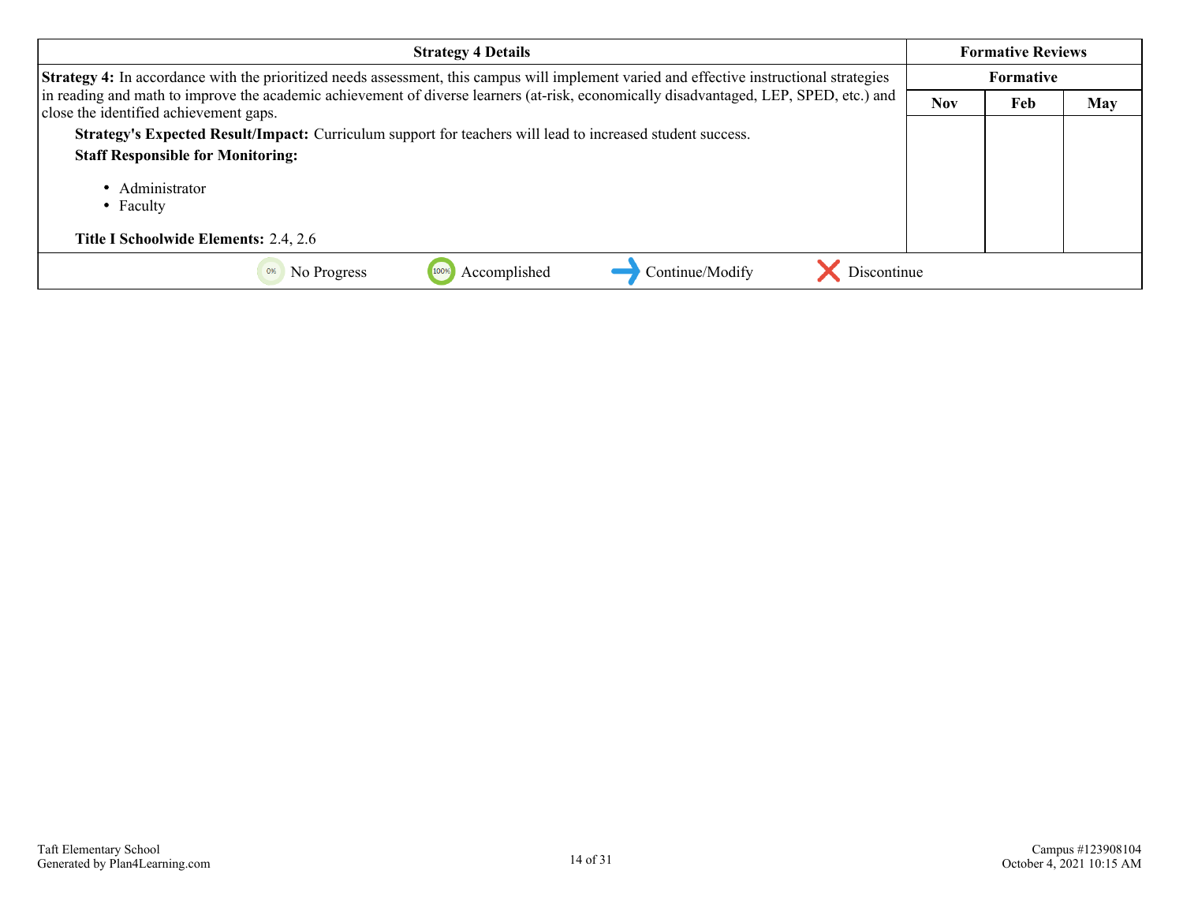| Strategy 4 Details | Formative Reviews | | |
|---|---|---|---|
| | Formative | | |
| **Strategy 4:** In accordance with the prioritized needs assessment, this campus will implement varied and effective instructional strategies in reading and math to improve the academic achievement of diverse learners (at-risk, economically disadvantaged, LEP, SPED, etc.) and close the identified achievement gaps. | Nov | Feb | May |
| **Strategy's Expected Result/Impact:** Curriculum support for teachers will lead to increased student success.<br>**Staff Responsible for Monitoring:**<br>• Administrator<br>• Faculty<br><br>**Title I Schoolwide Elements:** 2.4, 2.6 | | | |

No Progress | Accomplished | Continue/Modify | Discontinue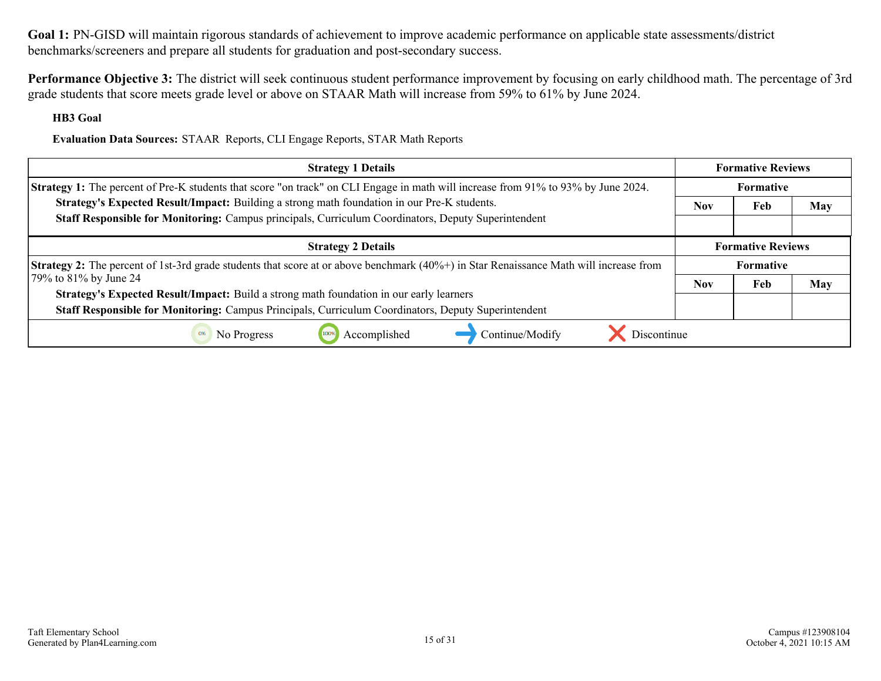**Goal 1:** PN-GISD will maintain rigorous standards of achievement to improve academic performance on applicable state assessments/district benchmarks/screeners and prepare all students for graduation and post-secondary success.

**Performance Objective 3:** The district will seek continuous student performance improvement by focusing on early childhood math. The percentage of 3rd grade students that score meets grade level or above on STAAR Math will increase from 59% to 61% by June 2024.

**HB3 Goal**

**Evaluation Data Sources:** STAAR Reports, CLI Engage Reports, STAR Math Reports

| Strategy 1 Details | Formative Reviews | | |
|---|---|---|---|
| | Formative | | |
| **Strategy 1:** The percent of Pre-K students that score "on track" on CLI Engage in math will increase from 91% to 93% by June 2024.<br>**Strategy's Expected Result/Impact:** Building a strong math foundation in our Pre-K students.<br>**Staff Responsible for Monitoring:** Campus principals, Curriculum Coordinators, Deputy Superintendent | Nov | Feb | May |
| | | | |

| Strategy 2 Details | Formative Reviews | | |
|---|---|---|---|
| | Formative | | |
| **Strategy 2:** The percent of 1st-3rd grade students that score at or above benchmark (40%+) in Star Renaissance Math will increase from 79% to 81% by June 24<br>**Strategy's Expected Result/Impact:** Build a strong math foundation in our early learners<br>**Staff Responsible for Monitoring:** Campus Principals, Curriculum Coordinators, Deputy Superintendent | Nov | Feb | May |
| | | | |

No Progress | Accomplished | Continue/Modify | Discontinue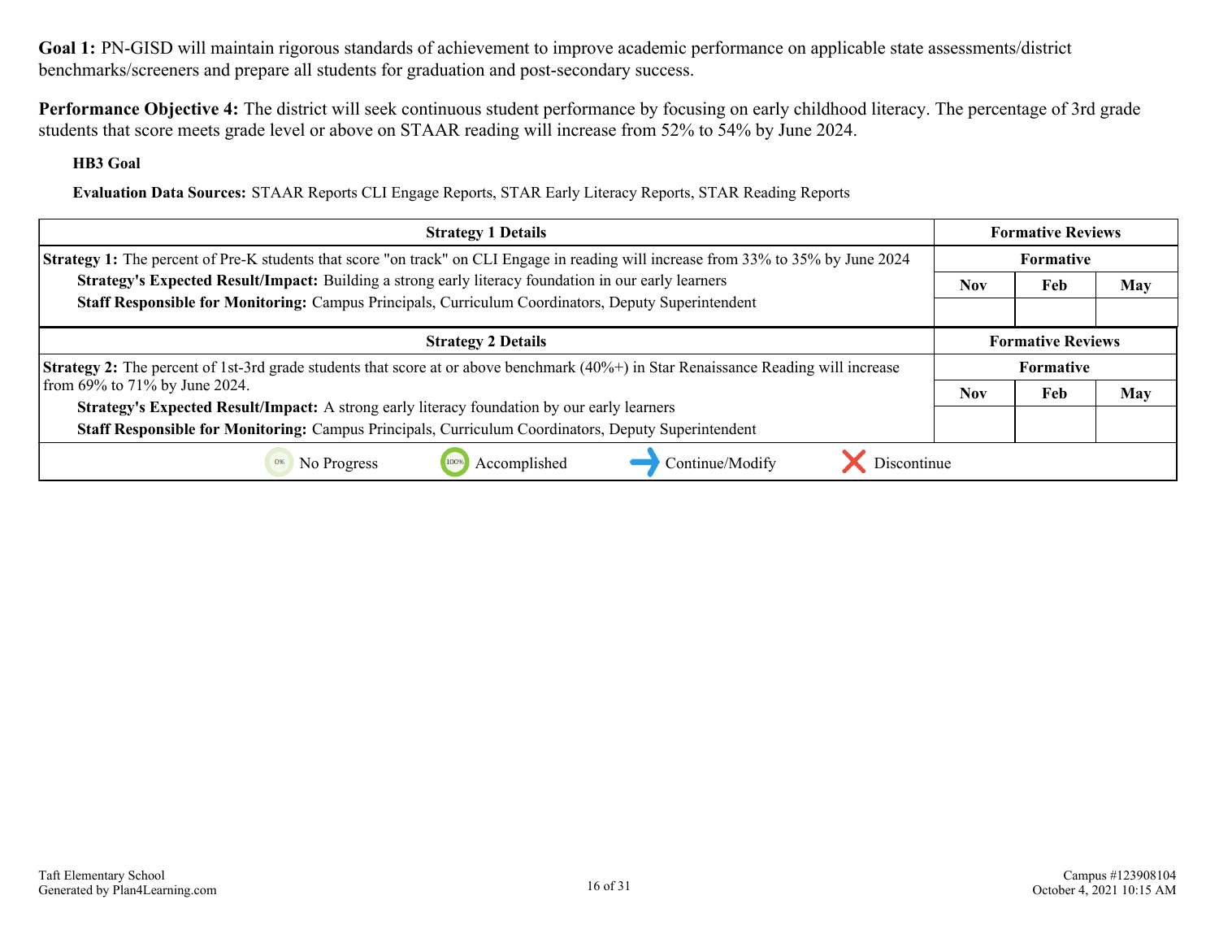**Goal 1:** PN-GISD will maintain rigorous standards of achievement to improve academic performance on applicable state assessments/district benchmarks/screeners and prepare all students for graduation and post-secondary success.

**Performance Objective 4:** The district will seek continuous student performance by focusing on early childhood literacy. The percentage of 3rd grade students that score meets grade level or above on STAAR reading will increase from 52% to 54% by June 2024.

**HB3 Goal**

**Evaluation Data Sources:** STAAR Reports CLI Engage Reports, STAR Early Literacy Reports, STAR Reading Reports

| Strategy 1 Details | Formative Reviews | | |
|---|---|---|---|
| | Formative | | |
| **Strategy 1:** The percent of Pre-K students that score "on track" on CLI Engage in reading will increase from 33% to 35% by June 2024<br>**Strategy's Expected Result/Impact:** Building a strong early literacy foundation in our early learners<br>**Staff Responsible for Monitoring:** Campus Principals, Curriculum Coordinators, Deputy Superintendent | Nov | Feb | May |
| | | | |

| Strategy 2 Details | Formative Reviews | | |
|---|---|---|---|
| | Formative | | |
| **Strategy 2:** The percent of 1st-3rd grade students that score at or above benchmark (40%+) in Star Renaissance Reading will increase from 69% to 71% by June 2024.<br>**Strategy's Expected Result/Impact:** A strong early literacy foundation by our early learners<br>**Staff Responsible for Monitoring:** Campus Principals, Curriculum Coordinators, Deputy Superintendent | Nov | Feb | May |
| | | | |

No Progress | Accomplished | Continue/Modify | Discontinue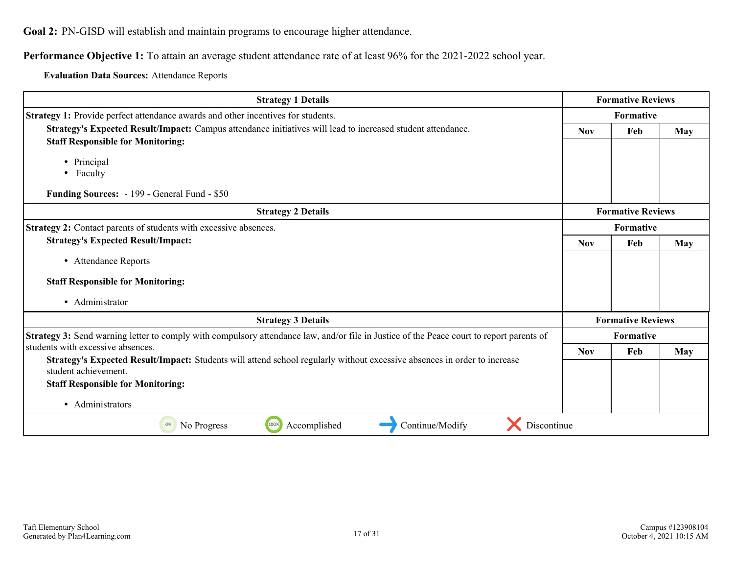**Goal 2:** PN-GISD will establish and maintain programs to encourage higher attendance.

**Performance Objective 1:** To attain an average student attendance rate of at least 96% for the 2021-2022 school year.

**Evaluation Data Sources:** Attendance Reports

| Strategy 1 Details | Formative Reviews | | |
|---|---|---|---|
| **Strategy 1:** Provide perfect attendance awards and other incentives for students.<br>**Strategy's Expected Result/Impact:** Campus attendance initiatives will lead to increased student attendance.<br>**Staff Responsible for Monitoring:**<br>• Principal<br>• Faculty<br><br>**Funding Sources:** - 199 - General Fund - $50 | Formative | | |
| | Nov | Feb | May |
| | | | |

| Strategy 2 Details | Formative Reviews | | |
|---|---|---|---|
| **Strategy 2:** Contact parents of students with excessive absences.<br>**Strategy's Expected Result/Impact:**<br>• Attendance Reports<br><br>**Staff Responsible for Monitoring:**<br>• Administrator | Formative | | |
| | Nov | Feb | May |
| | | | |

| Strategy 3 Details | Formative Reviews | | |
|---|---|---|---|
| **Strategy 3:** Send warning letter to comply with compulsory attendance law, and/or file in Justice of the Peace court to report parents of students with excessive absences.<br>**Strategy's Expected Result/Impact:** Students will attend school regularly without excessive absences in order to increase student achievement.<br>**Staff Responsible for Monitoring:**<br>• Administrators | Formative | | |
| | Nov | Feb | May |
| | | | |

0% No Progress | 100% Accomplished | Continue/Modify | Discontinue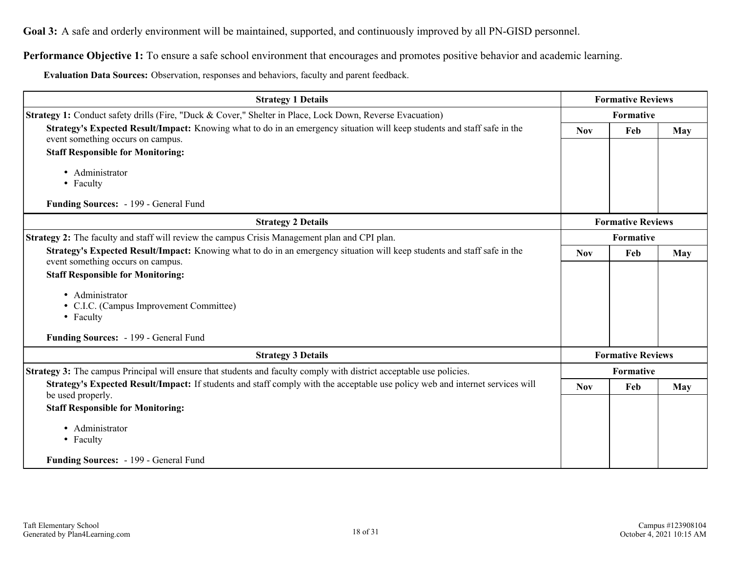**Goal 3:** A safe and orderly environment will be maintained, supported, and continuously improved by all PN-GISD personnel.

**Performance Objective 1:** To ensure a safe school environment that encourages and promotes positive behavior and academic learning.

**Evaluation Data Sources:** Observation, responses and behaviors, faculty and parent feedback.

| Strategy 1 Details | Formative Reviews | | |
|---|---|---|---|
| **Strategy 1:** Conduct safety drills (Fire, "Duck & Cover," Shelter in Place, Lock Down, Reverse Evacuation) | Formative | | |
| **Strategy's Expected Result/Impact:** Knowing what to do in an emergency situation will keep students and staff safe in the event something occurs on campus.<br>**Staff Responsible for Monitoring:**<br>• Administrator<br>• Faculty<br><br>**Funding Sources:** - 199 - General Fund | Nov | Feb | May |

| Strategy 2 Details | Formative Reviews | | |
|---|---|---|---|
| **Strategy 2:** The faculty and staff will review the campus Crisis Management plan and CPI plan. | Formative | | |
| **Strategy's Expected Result/Impact:** Knowing what to do in an emergency situation will keep students and staff safe in the event something occurs on campus.<br>**Staff Responsible for Monitoring:**<br>• Administrator<br>• C.I.C. (Campus Improvement Committee)<br>• Faculty<br><br>**Funding Sources:** - 199 - General Fund | Nov | Feb | May |

| Strategy 3 Details | Formative Reviews | | |
|---|---|---|---|
| **Strategy 3:** The campus Principal will ensure that students and faculty comply with district acceptable use policies. | Formative | | |
| **Strategy's Expected Result/Impact:** If students and staff comply with the acceptable use policy web and internet services will be used properly.<br>**Staff Responsible for Monitoring:**<br>• Administrator<br>• Faculty<br><br>**Funding Sources:** - 199 - General Fund | Nov | Feb | May |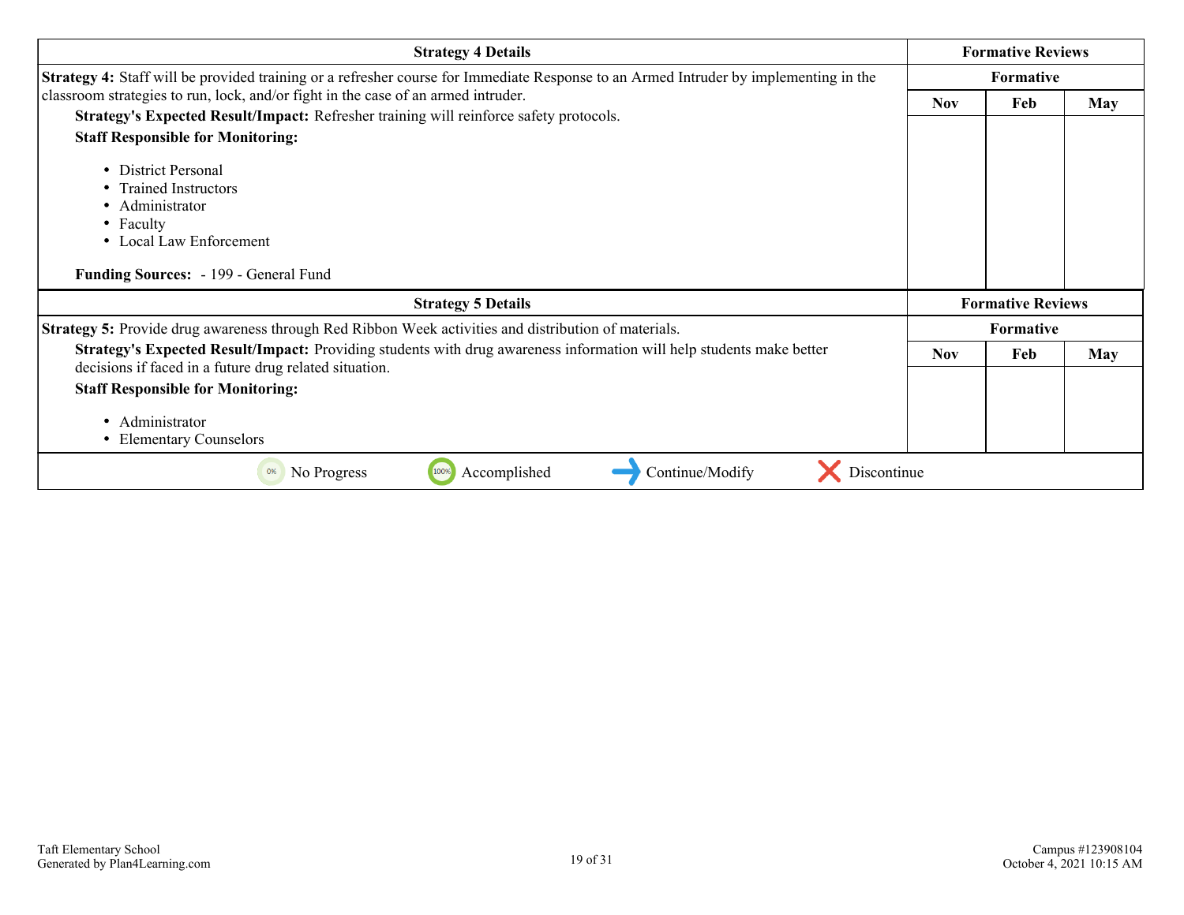| Strategy 4 Details | Formative Reviews | | |
|---|---|---|---|
| **Strategy 4:** Staff will be provided training or a refresher course for Immediate Response to an Armed Intruder by implementing in the classroom strategies to run, lock, and/or fight in the case of an armed intruder.<br>**Strategy's Expected Result/Impact:** Refresher training will reinforce safety protocols.<br>**Staff Responsible for Monitoring:**<br>• District Personal<br>• Trained Instructors<br>• Administrator<br>• Faculty<br>• Local Law Enforcement<br>**Funding Sources:** - 199 - General Fund | Formative | | |
| | Nov | Feb | May |
| | | | |

| Strategy 5 Details | Formative Reviews | | |
|---|---|---|---|
| **Strategy 5:** Provide drug awareness through Red Ribbon Week activities and distribution of materials.<br>**Strategy's Expected Result/Impact:** Providing students with drug awareness information will help students make better decisions if faced in a future drug related situation.<br>**Staff Responsible for Monitoring:**<br>• Administrator<br>• Elementary Counselors | Formative | | |
| | Nov | Feb | May |
| | | | |

0% No Progress | 100% Accomplished | Continue/Modify | Discontinue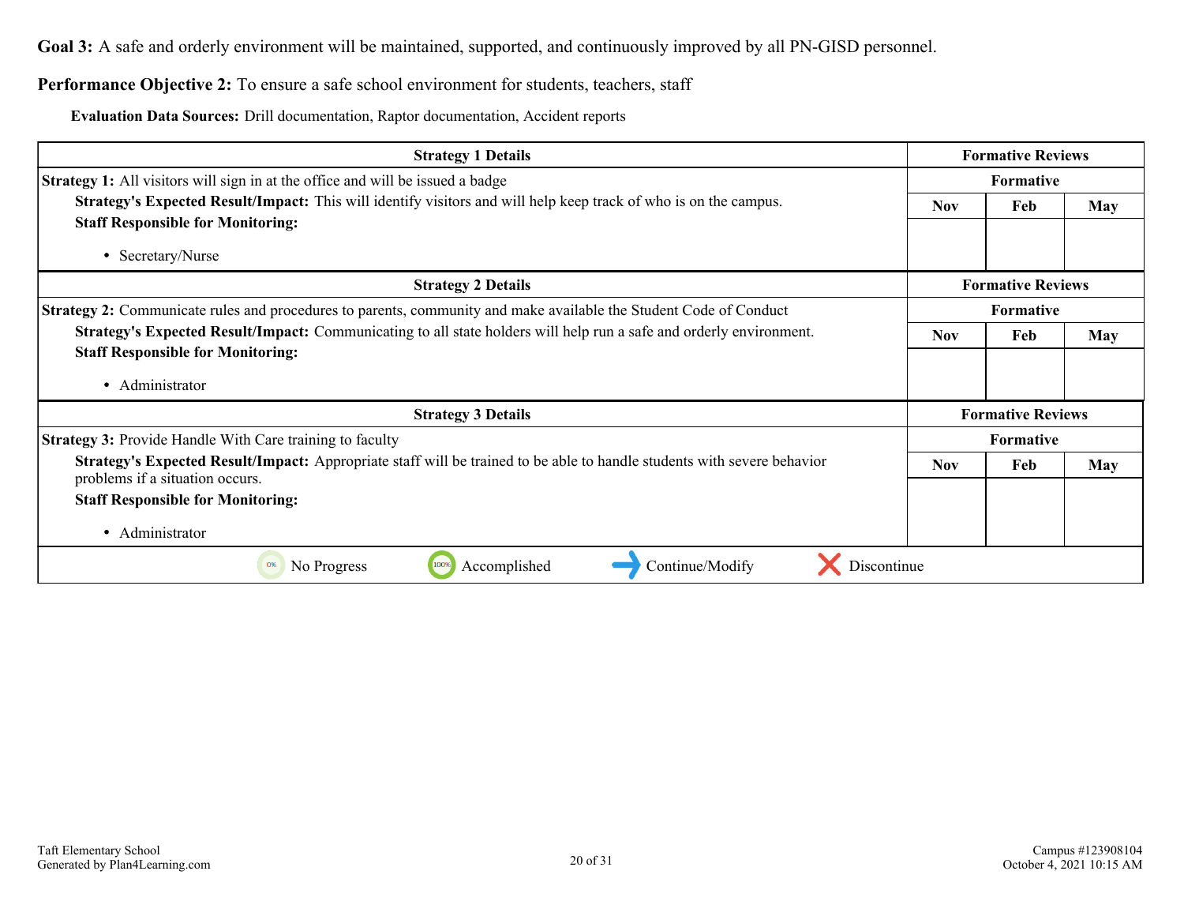**Goal 3:** A safe and orderly environment will be maintained, supported, and continuously improved by all PN-GISD personnel.

**Performance Objective 2:** To ensure a safe school environment for students, teachers, staff

**Evaluation Data Sources:** Drill documentation, Raptor documentation, Accident reports

| Strategy 1 Details | Formative Reviews | | |
|---|---|---|---|
| | Formative | | |
| **Strategy 1:** All visitors will sign in at the office and will be issued a badge<br>**Strategy's Expected Result/Impact:** This will identify visitors and will help keep track of who is on the campus.<br>**Staff Responsible for Monitoring:**<br>• Secretary/Nurse | Nov | Feb | May |
| | | | |

| Strategy 2 Details | Formative Reviews | | |
|---|---|---|---|
| | Formative | | |
| **Strategy 2:** Communicate rules and procedures to parents, community and make available the Student Code of Conduct<br>**Strategy's Expected Result/Impact:** Communicating to all state holders will help run a safe and orderly environment.<br>**Staff Responsible for Monitoring:**<br>• Administrator | Nov | Feb | May |
| | | | |

| Strategy 3 Details | Formative Reviews | | |
|---|---|---|---|
| | Formative | | |
| **Strategy 3:** Provide Handle With Care training to faculty<br>**Strategy's Expected Result/Impact:** Appropriate staff will be trained to be able to handle students with severe behavior problems if a situation occurs.<br>**Staff Responsible for Monitoring:**<br>• Administrator | Nov | Feb | May |
| | | | |

0% No Progress | 100% Accomplished | → Continue/Modify | ✕ Discontinue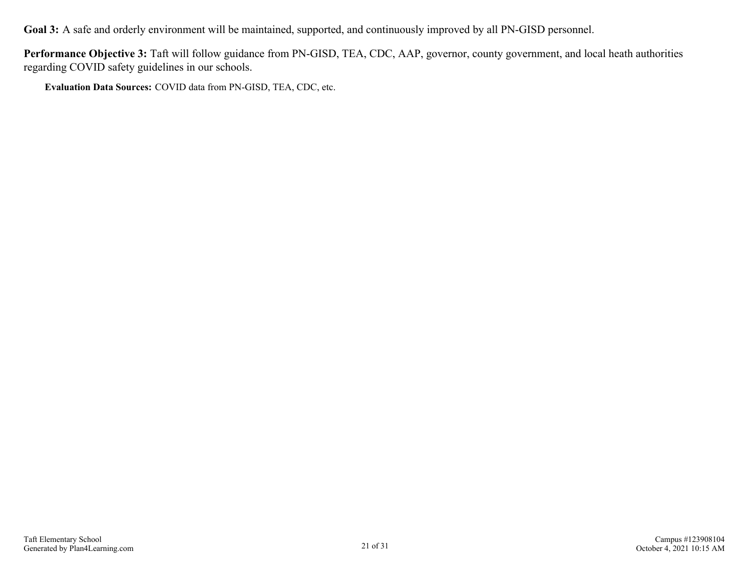**Goal 3:** A safe and orderly environment will be maintained, supported, and continuously improved by all PN-GISD personnel.

**Performance Objective 3:** Taft will follow guidance from PN-GISD, TEA, CDC, AAP, governor, county government, and local heath authorities regarding COVID safety guidelines in our schools.

**Evaluation Data Sources:** COVID data from PN-GISD, TEA, CDC, etc.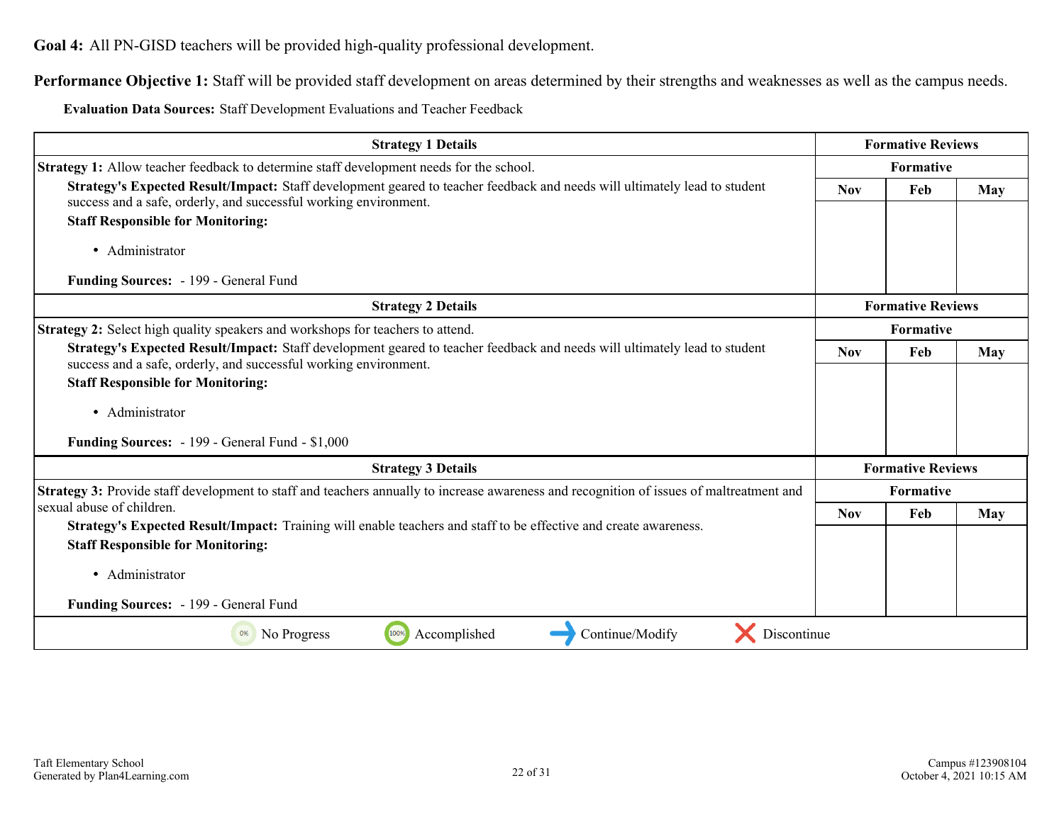**Goal 4:** All PN-GISD teachers will be provided high-quality professional development.

**Performance Objective 1:** Staff will be provided staff development on areas determined by their strengths and weaknesses as well as the campus needs.

**Evaluation Data Sources:** Staff Development Evaluations and Teacher Feedback

| Strategy 1 Details | Formative Reviews | | |
|---|---|---|---|
| **Strategy 1:** Allow teacher feedback to determine staff development needs for the school. | Formative | | |
| **Strategy's Expected Result/Impact:** Staff development geared to teacher feedback and needs will ultimately lead to student success and a safe, orderly, and successful working environment.<br>**Staff Responsible for Monitoring:**<br>• Administrator<br>**Funding Sources:** - 199 - General Fund | Nov | Feb | May |

| Strategy 2 Details | Formative Reviews | | |
|---|---|---|---|
| **Strategy 2:** Select high quality speakers and workshops for teachers to attend. | Formative | | |
| **Strategy's Expected Result/Impact:** Staff development geared to teacher feedback and needs will ultimately lead to student success and a safe, orderly, and successful working environment.<br>**Staff Responsible for Monitoring:**<br>• Administrator<br>**Funding Sources:** - 199 - General Fund - $1,000 | Nov | Feb | May |

| Strategy 3 Details | Formative Reviews | | |
|---|---|---|---|
| **Strategy 3:** Provide staff development to staff and teachers annually to increase awareness and recognition of issues of maltreatment and sexual abuse of children. | Formative | | |
| **Strategy's Expected Result/Impact:** Training will enable teachers and staff to be effective and create awareness.<br>**Staff Responsible for Monitoring:**<br>• Administrator<br>**Funding Sources:** - 199 - General Fund | Nov | Feb | May |

0% No Progress | 100% Accomplished | Continue/Modify | Discontinue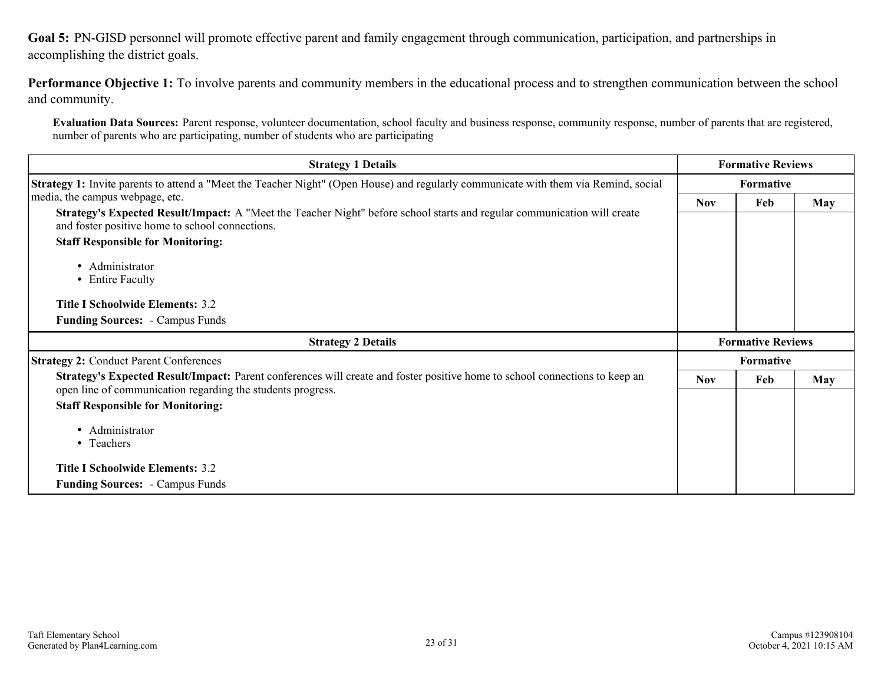**Goal 5:** PN-GISD personnel will promote effective parent and family engagement through communication, participation, and partnerships in accomplishing the district goals.

**Performance Objective 1:** To involve parents and community members in the educational process and to strengthen communication between the school and community.

**Evaluation Data Sources:** Parent response, volunteer documentation, school faculty and business response, community response, number of parents that are registered, number of parents who are participating, number of students who are participating

| Strategy 1 Details | Formative Reviews | | |
|---|---|---|---|
| | Formative | | |
| **Strategy 1:** Invite parents to attend a "Meet the Teacher Night" (Open House) and regularly communicate with them via Remind, social media, the campus webpage, etc.<br>**Strategy's Expected Result/Impact:** A "Meet the Teacher Night" before school starts and regular communication will create and foster positive home to school connections.<br>**Staff Responsible for Monitoring:**<br>• Administrator<br>• Entire Faculty<br>**Title I Schoolwide Elements:** 3.2<br>**Funding Sources:** - Campus Funds | Nov | Feb | May |

| Strategy 2 Details | Formative Reviews | | |
|---|---|---|---|
| | Formative | | |
| **Strategy 2:** Conduct Parent Conferences<br>**Strategy's Expected Result/Impact:** Parent conferences will create and foster positive home to school connections to keep an open line of communication regarding the students progress.<br>**Staff Responsible for Monitoring:**<br>• Administrator<br>• Teachers<br>**Title I Schoolwide Elements:** 3.2<br>**Funding Sources:** - Campus Funds | Nov | Feb | May |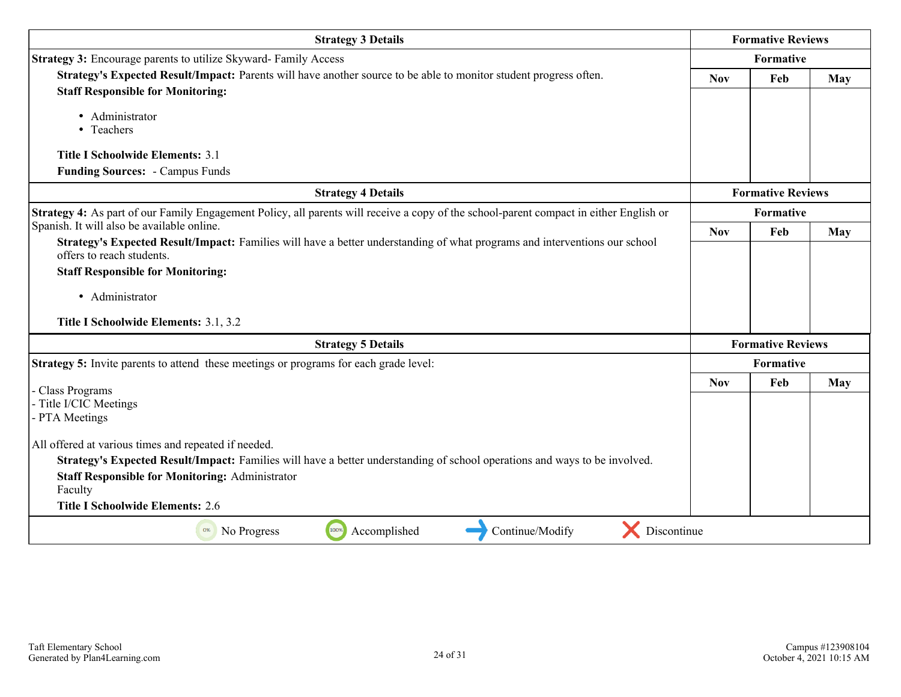| Strategy 3 Details | Formative Reviews | | |
|---|---|---|---|
| **Strategy 3:** Encourage parents to utilize Skyward- Family Access<br>**Strategy's Expected Result/Impact:** Parents will have another source to be able to monitor student progress often.<br>**Staff Responsible for Monitoring:**<br>• Administrator<br>• Teachers<br>**Title I Schoolwide Elements:** 3.1<br>**Funding Sources:** - Campus Funds | Formative | | |
| | Nov | Feb | May |
| | | | |

| Strategy 4 Details | Formative Reviews | | |
|---|---|---|---|
| **Strategy 4:** As part of our Family Engagement Policy, all parents will receive a copy of the school-parent compact in either English or Spanish. It will also be available online.<br>**Strategy's Expected Result/Impact:** Families will have a better understanding of what programs and interventions our school offers to reach students.<br>**Staff Responsible for Monitoring:**<br>• Administrator<br>**Title I Schoolwide Elements:** 3.1, 3.2 | Formative | | |
| | Nov | Feb | May |
| | | | |

| Strategy 5 Details | Formative Reviews | | |
|---|---|---|---|
| **Strategy 5:** Invite parents to attend these meetings or programs for each grade level:<br>- Class Programs<br>- Title I/CIC Meetings<br>- PTA Meetings<br>All offered at various times and repeated if needed.<br>**Strategy's Expected Result/Impact:** Families will have a better understanding of school operations and ways to be involved.<br>**Staff Responsible for Monitoring:** Administrator<br>Faculty<br>**Title I Schoolwide Elements:** 2.6 | Formative | | |
| | Nov | Feb | May |
| | | | |

0% No Progress | 100% Accomplished | Continue/Modify | Discontinue

Taft Elementary School
Generated by Plan4Learning.com

Campus #123908104
October 4, 2021 10:15 AM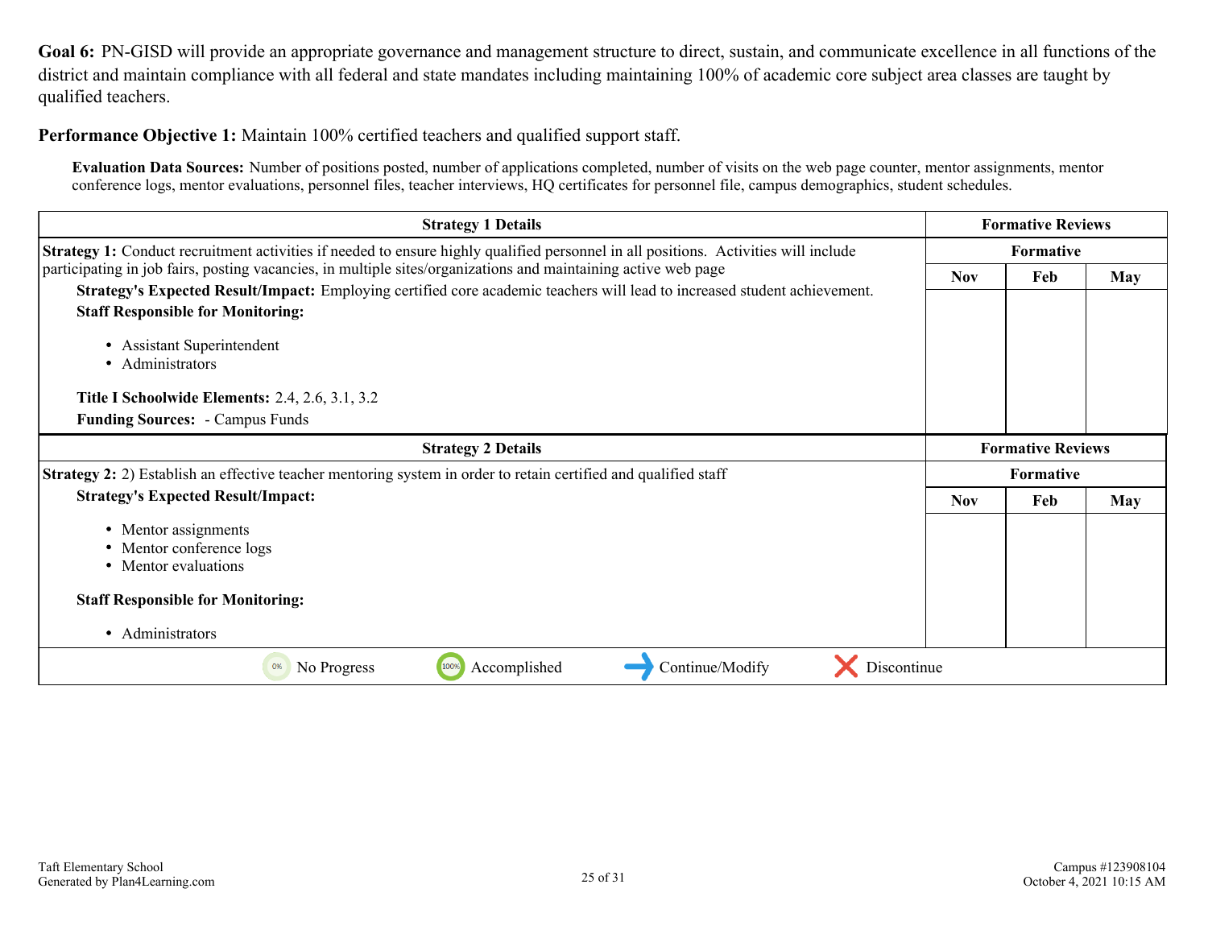**Goal 6:** PN-GISD will provide an appropriate governance and management structure to direct, sustain, and communicate excellence in all functions of the district and maintain compliance with all federal and state mandates including maintaining 100% of academic core subject area classes are taught by qualified teachers.

**Performance Objective 1:** Maintain 100% certified teachers and qualified support staff.

**Evaluation Data Sources:** Number of positions posted, number of applications completed, number of visits on the web page counter, mentor assignments, mentor conference logs, mentor evaluations, personnel files, teacher interviews, HQ certificates for personnel file, campus demographics, student schedules.

| Strategy 1 Details | Formative Reviews | | |
|---|---|---|---|
| | Formative | | |
| | Nov | Feb | May |
| **Strategy 1:** Conduct recruitment activities if needed to ensure highly qualified personnel in all positions. Activities will include participating in job fairs, posting vacancies, in multiple sites/organizations and maintaining active web page<br>**Strategy's Expected Result/Impact:** Employing certified core academic teachers will lead to increased student achievement.<br>**Staff Responsible for Monitoring:**<br>• Assistant Superintendent<br>• Administrators<br>**Title I Schoolwide Elements:** 2.4, 2.6, 3.1, 3.2<br>**Funding Sources:** - Campus Funds | | | |

| Strategy 2 Details | Formative Reviews | | |
|---|---|---|---|
| | Formative | | |
| | Nov | Feb | May |
| **Strategy 2:** 2) Establish an effective teacher mentoring system in order to retain certified and qualified staff<br>**Strategy's Expected Result/Impact:**<br>• Mentor assignments<br>• Mentor conference logs<br>• Mentor evaluations<br>**Staff Responsible for Monitoring:**<br>• Administrators | | | |

0% No Progress | 100% Accomplished | → Continue/Modify | ✗ Discontinue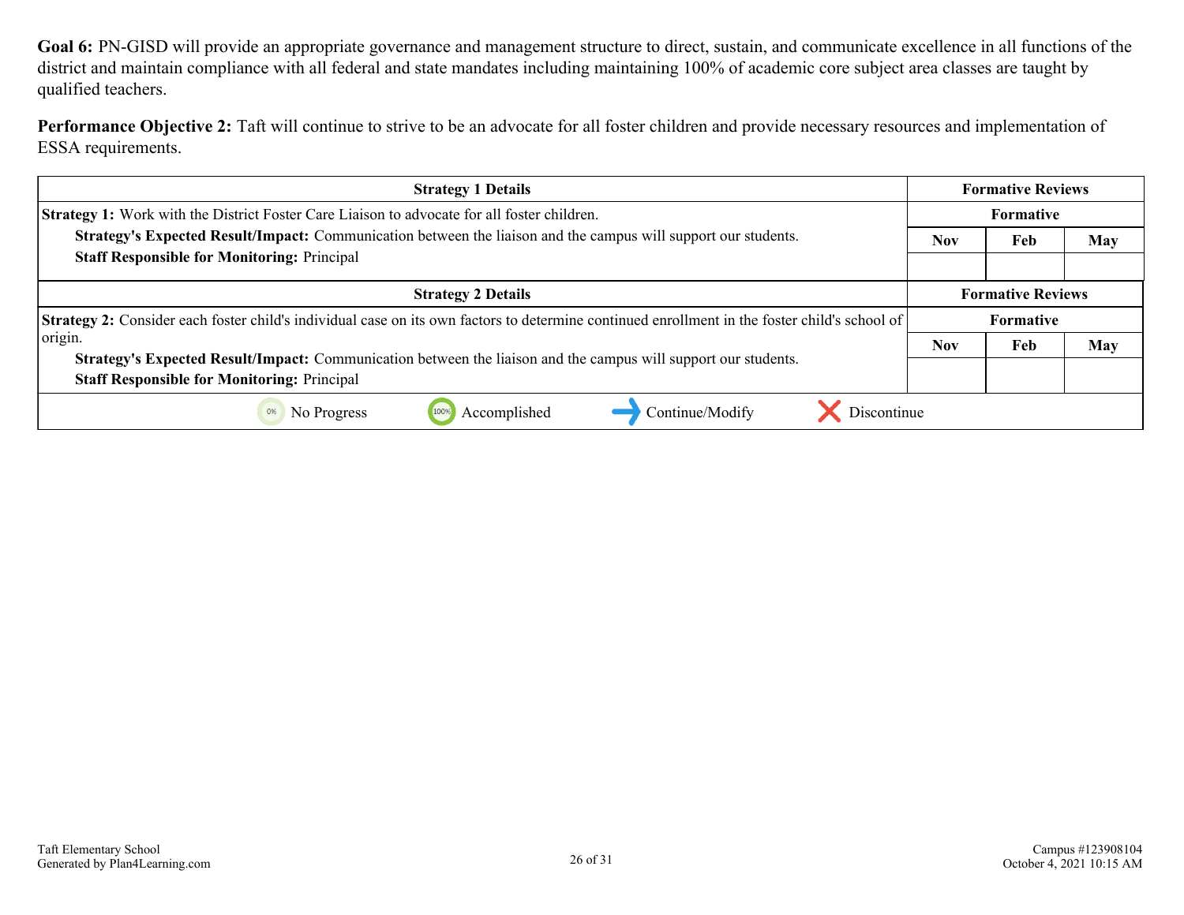**Goal 6:** PN-GISD will provide an appropriate governance and management structure to direct, sustain, and communicate excellence in all functions of the district and maintain compliance with all federal and state mandates including maintaining 100% of academic core subject area classes are taught by qualified teachers.

**Performance Objective 2:** Taft will continue to strive to be an advocate for all foster children and provide necessary resources and implementation of ESSA requirements.

| Strategy 1 Details | Formative Reviews | | |
|---|---|---|---|
| **Strategy 1:** Work with the District Foster Care Liaison to advocate for all foster children. | Formative | | |
| **Strategy's Expected Result/Impact:** Communication between the liaison and the campus will support our students.<br>**Staff Responsible for Monitoring:** Principal | Nov | Feb | May |
| | | | |

| Strategy 2 Details | Formative Reviews | | |
|---|---|---|---|
| **Strategy 2:** Consider each foster child's individual case on its own factors to determine continued enrollment in the foster child's school of origin. | Formative | | |
| **Strategy's Expected Result/Impact:** Communication between the liaison and the campus will support our students.<br>**Staff Responsible for Monitoring:** Principal | Nov | Feb | May |
| | | | |

0% No Progress | 100% Accomplished | Continue/Modify | Discontinue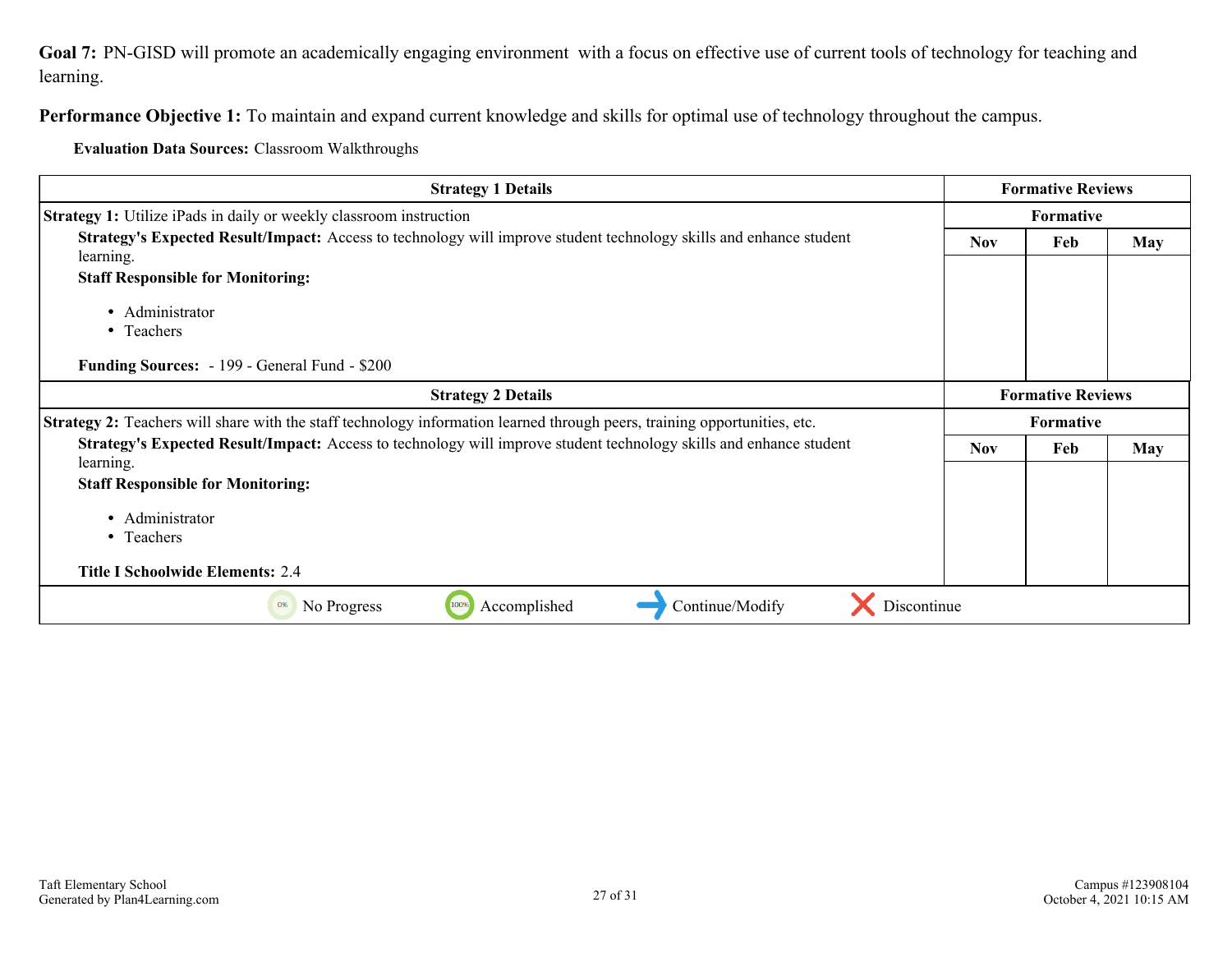**Goal 7:** PN-GISD will promote an academically engaging environment with a focus on effective use of current tools of technology for teaching and learning.

**Performance Objective 1:** To maintain and expand current knowledge and skills for optimal use of technology throughout the campus.

**Evaluation Data Sources:** Classroom Walkthroughs

| Strategy 1 Details | Formative Reviews | | |
|---|---|---|---|
| | Formative | | |
| | Nov | Feb | May |
| **Strategy 1:** Utilize iPads in daily or weekly classroom instruction<br>**Strategy's Expected Result/Impact:** Access to technology will improve student technology skills and enhance student learning.<br>**Staff Responsible for Monitoring:**<br>• Administrator<br>• Teachers<br>**Funding Sources:** - 199 - General Fund - $200 | | | |

| Strategy 2 Details | Formative Reviews | | |
|---|---|---|---|
| | Formative | | |
| | Nov | Feb | May |
| **Strategy 2:** Teachers will share with the staff technology information learned through peers, training opportunities, etc.<br>**Strategy's Expected Result/Impact:** Access to technology will improve student technology skills and enhance student learning.<br>**Staff Responsible for Monitoring:**<br>• Administrator<br>• Teachers<br>**Title I Schoolwide Elements:** 2.4 | | | |

0% No Progress | 100% Accomplished | → Continue/Modify | ✗ Discontinue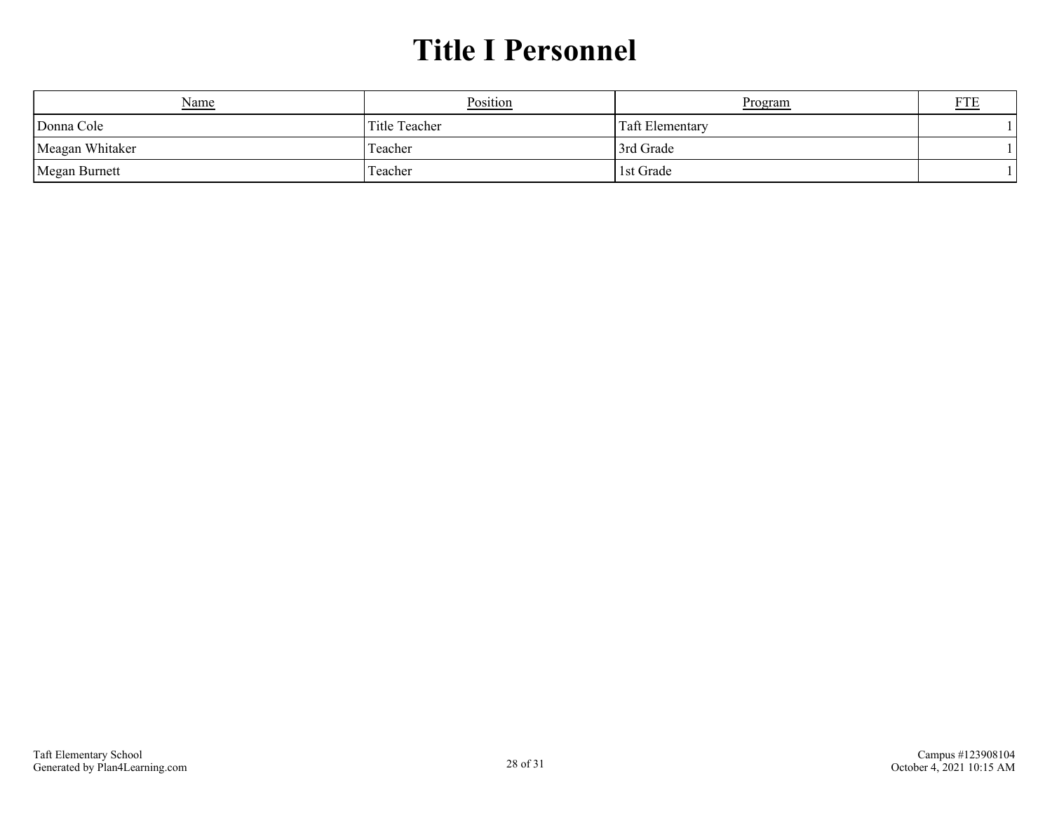# Title I Personnel

| Name | Position | Program | FTE |
|---|---|---|---|
| Donna Cole | Title Teacher | Taft Elementary | 1 |
| Meagan Whitaker | Teacher | 3rd Grade | 1 |
| Megan Burnett | Teacher | 1st Grade | 1 |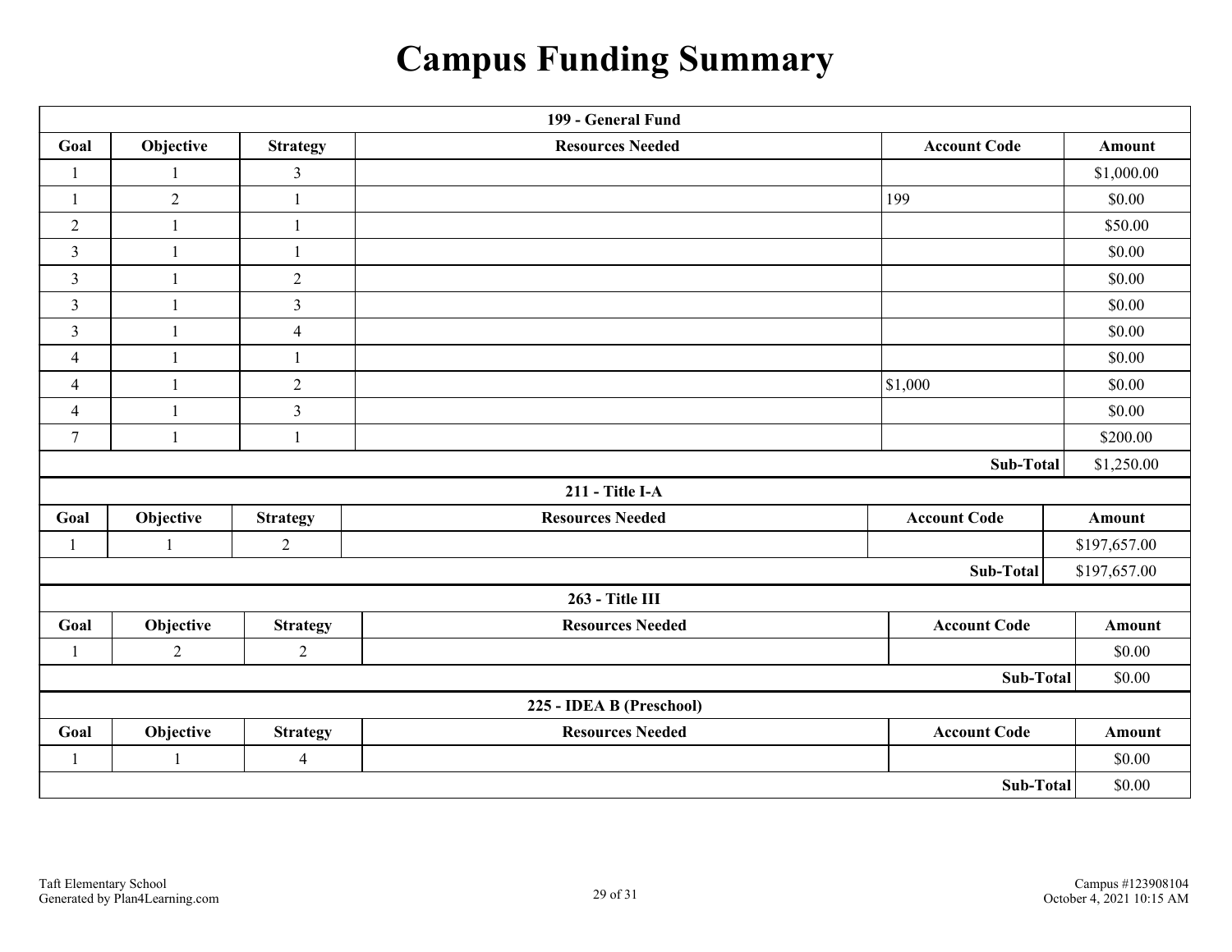# Campus Funding Summary

| 199 - General Fund | | | | | |
|---|---|---|---|---|---|
| **Goal** | **Objective** | **Strategy** | **Resources Needed** | **Account Code** | **Amount** |
| 1 | 1 | 3 | | | $1,000.00 |
| 1 | 2 | 1 | | 199 | $0.00 |
| 2 | 1 | 1 | | | $50.00 |
| 3 | 1 | 1 | | | $0.00 |
| 3 | 1 | 2 | | | $0.00 |
| 3 | 1 | 3 | | | $0.00 |
| 3 | 1 | 4 | | | $0.00 |
| 4 | 1 | 1 | | | $0.00 |
| 4 | 1 | 2 | | $1,000 | $0.00 |
| 4 | 1 | 3 | | | $0.00 |
| 7 | 1 | 1 | | | $200.00 |
| | | | | **Sub-Total** | $1,250.00 |

| 211 - Title I-A | | | | | |
|---|---|---|---|---|---|
| **Goal** | **Objective** | **Strategy** | **Resources Needed** | **Account Code** | **Amount** |
| 1 | 1 | 2 | | | $197,657.00 |
| | | | | **Sub-Total** | $197,657.00 |

| 263 - Title III | | | | | |
|---|---|---|---|---|---|
| **Goal** | **Objective** | **Strategy** | **Resources Needed** | **Account Code** | **Amount** |
| 1 | 2 | 2 | | | $0.00 |
| | | | | **Sub-Total** | $0.00 |

| 225 - IDEA B (Preschool) | | | | | |
|---|---|---|---|---|---|
| **Goal** | **Objective** | **Strategy** | **Resources Needed** | **Account Code** | **Amount** |
| 1 | 1 | 4 | | | $0.00 |
| | | | | **Sub-Total** | $0.00 |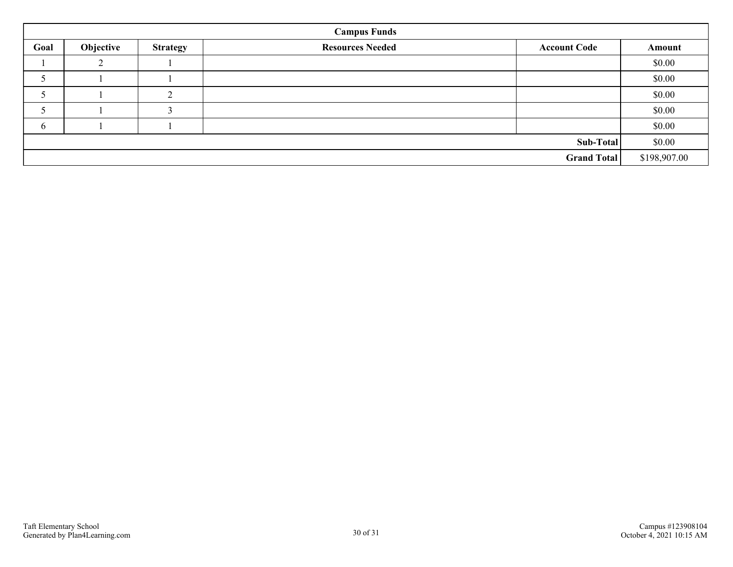| Campus Funds | | | | | |
|---|---|---|---|---|---|
| Goal | Objective | Strategy | Resources Needed | Account Code | Amount |
| 1 | 2 | 1 | | | $0.00 |
| 5 | 1 | 1 | | | $0.00 |
| 5 | 1 | 2 | | | $0.00 |
| 5 | 1 | 3 | | | $0.00 |
| 6 | 1 | 1 | | | $0.00 |
| | | | | **Sub-Total** | $0.00 |
| | | | | **Grand Total** | $198,907.00 |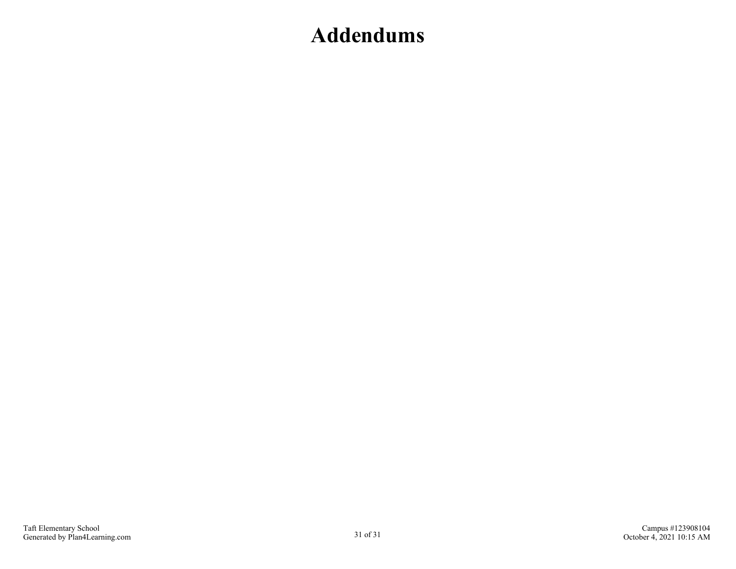# Addendums